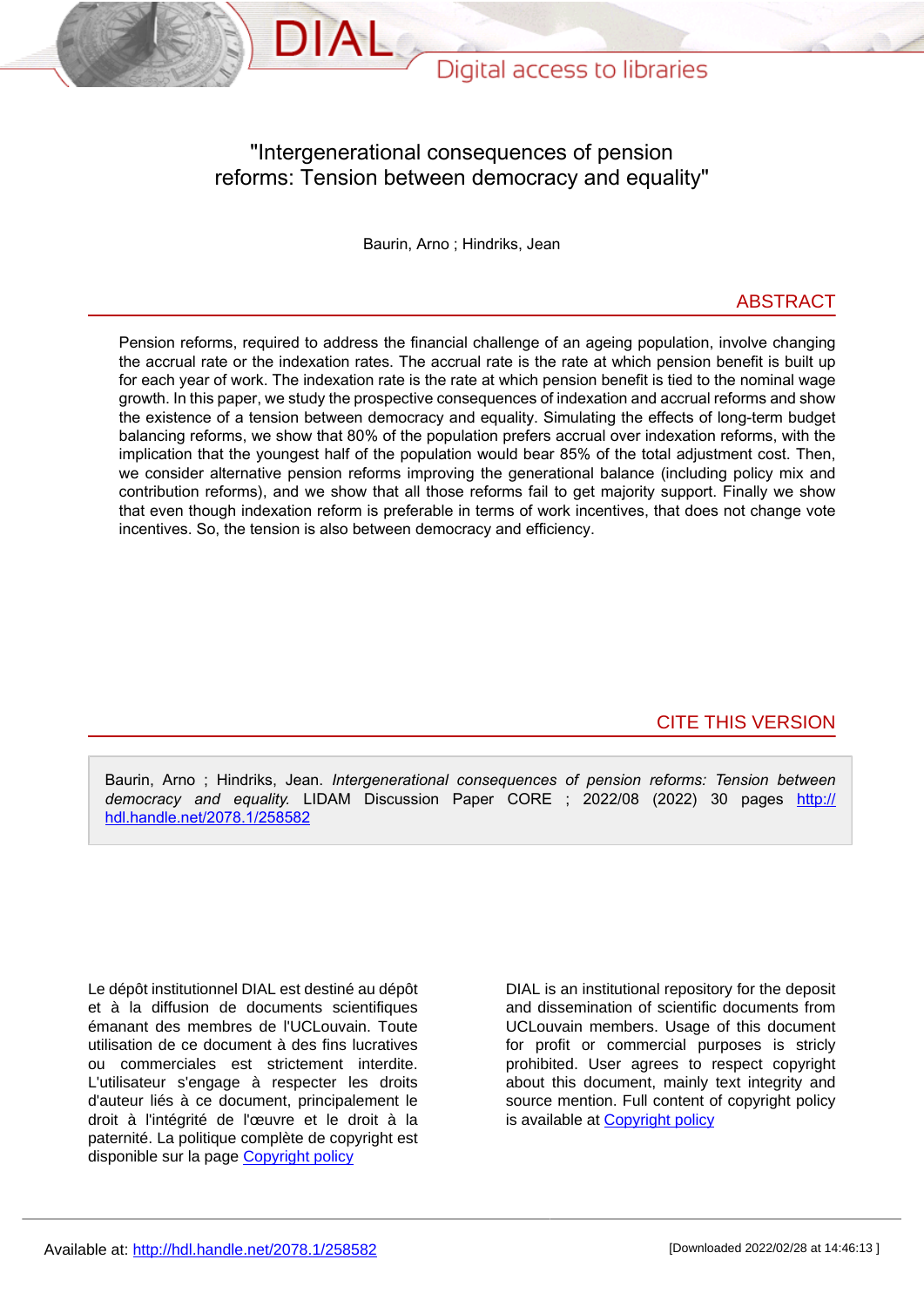# "Intergenerational consequences of pension reforms: Tension between democracy and equality"

Baurin, Arno ; Hindriks, Jean

## ABSTRACT

Pension reforms, required to address the financial challenge of an ageing population, involve changing the accrual rate or the indexation rates. The accrual rate is the rate at which pension benefit is built up for each year of work. The indexation rate is the rate at which pension benefit is tied to the nominal wage growth. In this paper, we study the prospective consequences of indexation and accrual reforms and show the existence of a tension between democracy and equality. Simulating the effects of long-term budget balancing reforms, we show that 80% of the population prefers accrual over indexation reforms, with the implication that the youngest half of the population would bear 85% of the total adjustment cost. Then, we consider alternative pension reforms improving the generational balance (including policy mix and contribution reforms), and we show that all those reforms fail to get majority support. Finally we show that even though indexation reform is preferable in terms of work incentives, that does not change vote incentives. So, the tension is also between democracy and efficiency.

## CITE THIS VERSION

Baurin, Arno ; Hindriks, Jean. *Intergenerational consequences of pension reforms: Tension between democracy and equality.* LIDAM Discussion Paper CORE ; 2022/08 (2022) 30 pages http://hdl.handle.net/2078.1/258582

Le dépôt institutionnel DIAL est destiné au dépôt et à la diffusion de documents scientifiques émanant des membres de l'UCLouvain. Toute utilisation de ce document à des fins lucratives ou commerciales est strictement interdite. L'utilisateur s'engage à respecter les droits d'auteur liés à ce document, principalement le droit à l'intégrité de l'œuvre et le droit à la paternité. La politique complète de copyright est disponible sur la page Copyright policy

DIAL is an institutional repository for the deposit and dissemination of scientific documents from UCLouvain members. Usage of this document for profit or commercial purposes is stricly prohibited. User agrees to respect copyright about this document, mainly text integrity and source mention. Full content of copyright policy is available at Copyright policy

Available at: http://hdl.handle.net/2078.1/258582

[Downloaded 2022/02/28 at 14:46:13 ]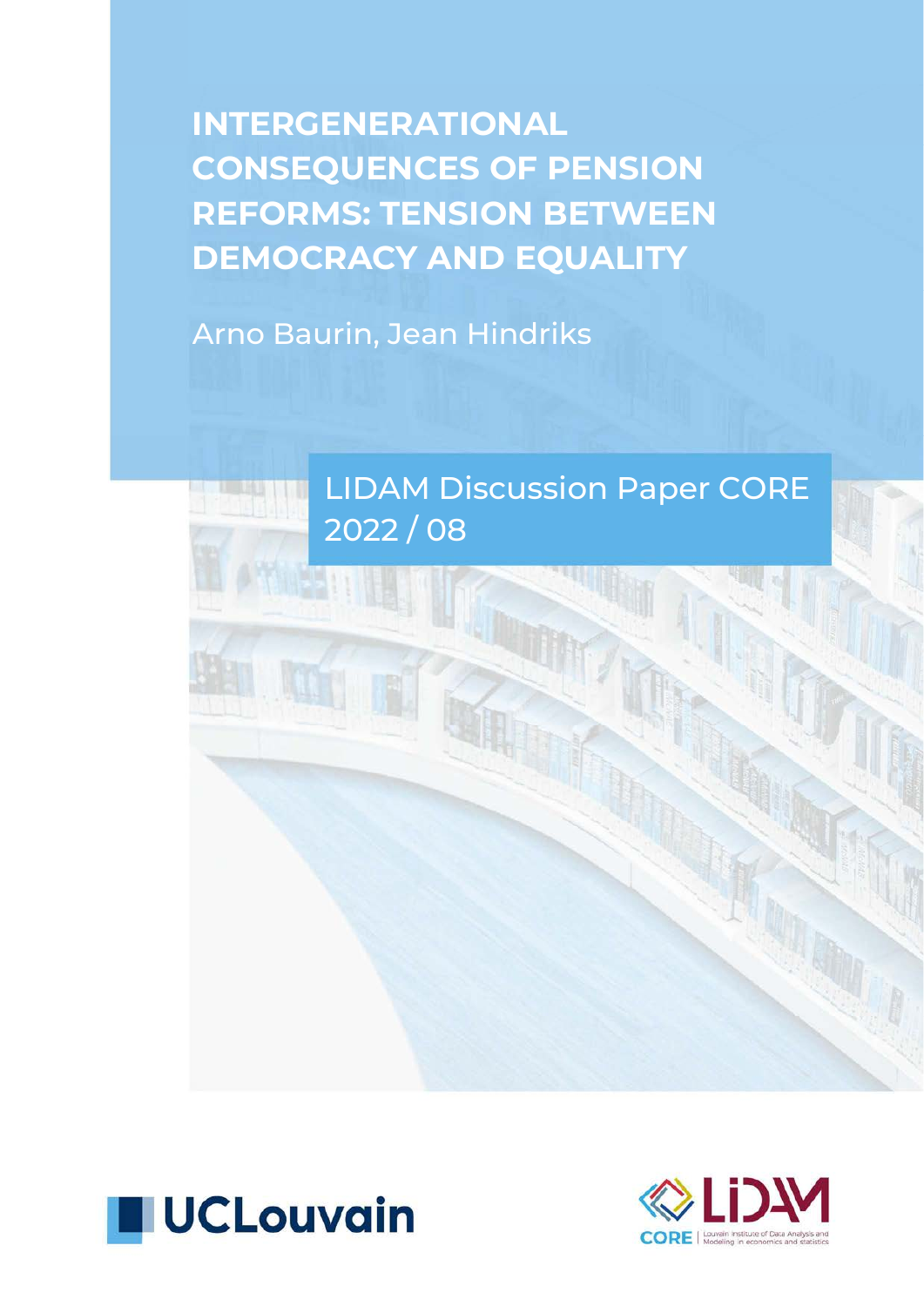# INTERGENERATIONAL CONSEQUENCES OF PENSION REFORMS: TENSION BETWEEN DEMOCRACY AND EQUALITY

Arno Baurin, Jean Hindriks

LIDAM Discussion Paper CORE 2022 / 08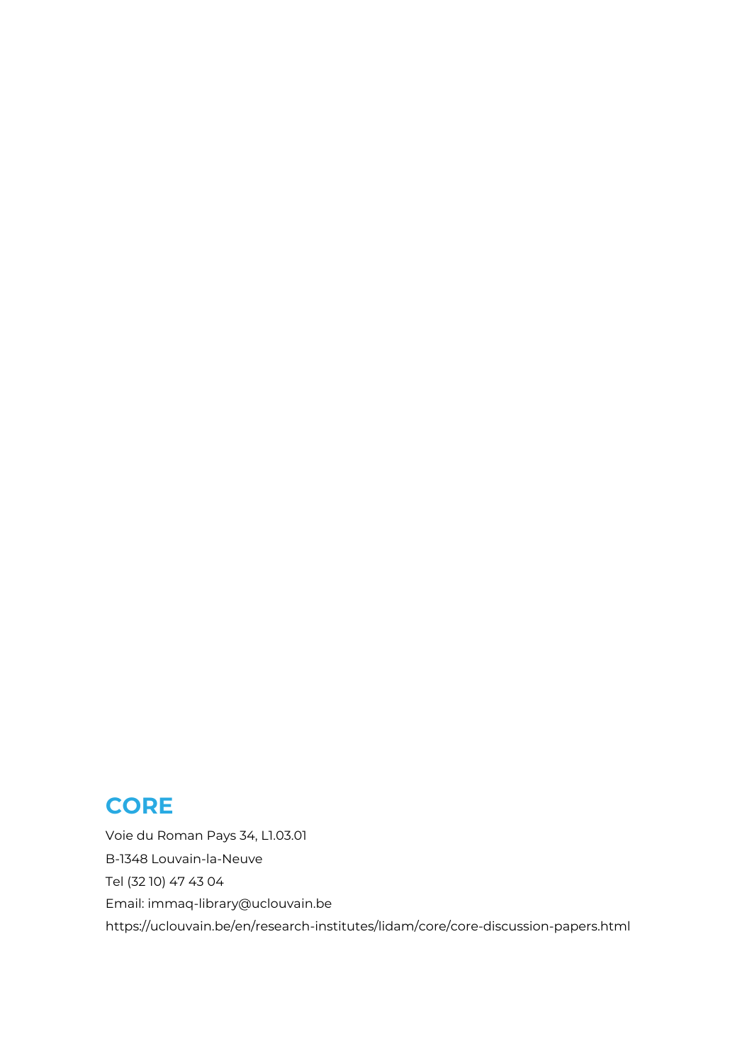## CORE

Voie du Roman Pays 34, L1.03.01

B-1348 Louvain-la-Neuve

Tel (32 10) 47 43 04

Email: immaq-library@uclouvain.be

https://uclouvain.be/en/research-institutes/lidam/core/core-discussion-papers.html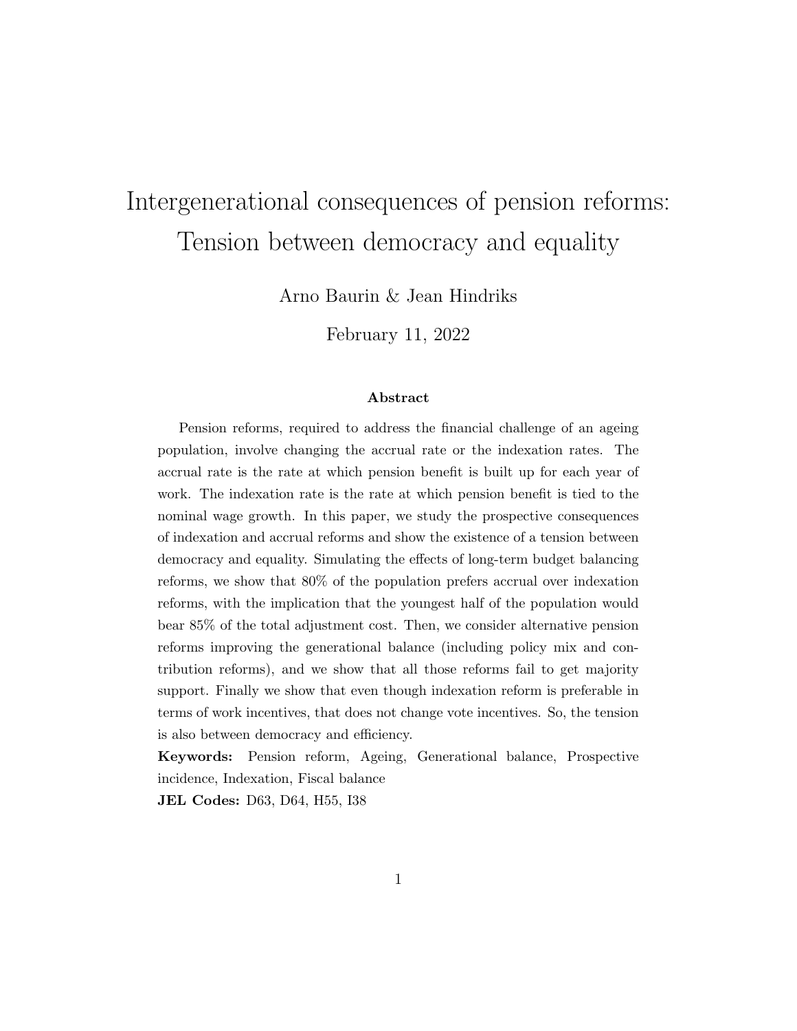# Intergenerational consequences of pension reforms: Tension between democracy and equality

Arno Baurin & Jean Hindriks

February 11, 2022

### Abstract

Pension reforms, required to address the financial challenge of an ageing population, involve changing the accrual rate or the indexation rates. The accrual rate is the rate at which pension benefit is built up for each year of work. The indexation rate is the rate at which pension benefit is tied to the nominal wage growth. In this paper, we study the prospective consequences of indexation and accrual reforms and show the existence of a tension between democracy and equality. Simulating the effects of long-term budget balancing reforms, we show that 80% of the population prefers accrual over indexation reforms, with the implication that the youngest half of the population would bear 85% of the total adjustment cost. Then, we consider alternative pension reforms improving the generational balance (including policy mix and contribution reforms), and we show that all those reforms fail to get majority support. Finally we show that even though indexation reform is preferable in terms of work incentives, that does not change vote incentives. So, the tension is also between democracy and efficiency.

**Keywords:** Pension reform, Ageing, Generational balance, Prospective incidence, Indexation, Fiscal balance

**JEL Codes:** D63, D64, H55, I38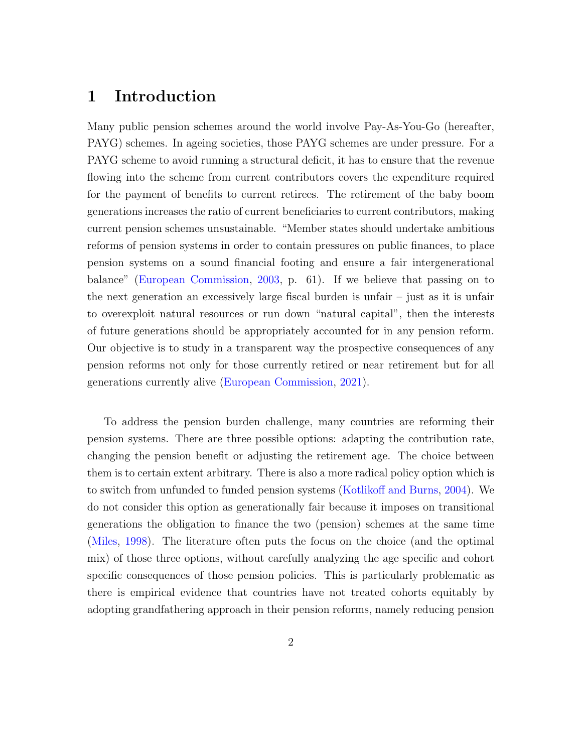# 1 Introduction

Many public pension schemes around the world involve Pay-As-You-Go (hereafter, PAYG) schemes. In ageing societies, those PAYG schemes are under pressure. For a PAYG scheme to avoid running a structural deficit, it has to ensure that the revenue flowing into the scheme from current contributors covers the expenditure required for the payment of benefits to current retirees. The retirement of the baby boom generations increases the ratio of current beneficiaries to current contributors, making current pension schemes unsustainable. "Member states should undertake ambitious reforms of pension systems in order to contain pressures on public finances, to place pension systems on a sound financial footing and ensure a fair intergenerational balance" (European Commission, 2003, p. 61). If we believe that passing on to the next generation an excessively large fiscal burden is unfair – just as it is unfair to overexploit natural resources or run down "natural capital", then the interests of future generations should be appropriately accounted for in any pension reform. Our objective is to study in a transparent way the prospective consequences of any pension reforms not only for those currently retired or near retirement but for all generations currently alive (European Commission, 2021).

To address the pension burden challenge, many countries are reforming their pension systems. There are three possible options: adapting the contribution rate, changing the pension benefit or adjusting the retirement age. The choice between them is to certain extent arbitrary. There is also a more radical policy option which is to switch from unfunded to funded pension systems (Kotlikoff and Burns, 2004). We do not consider this option as generationally fair because it imposes on transitional generations the obligation to finance the two (pension) schemes at the same time (Miles, 1998). The literature often puts the focus on the choice (and the optimal mix) of those three options, without carefully analyzing the age specific and cohort specific consequences of those pension policies. This is particularly problematic as there is empirical evidence that countries have not treated cohorts equitably by adopting grandfathering approach in their pension reforms, namely reducing pension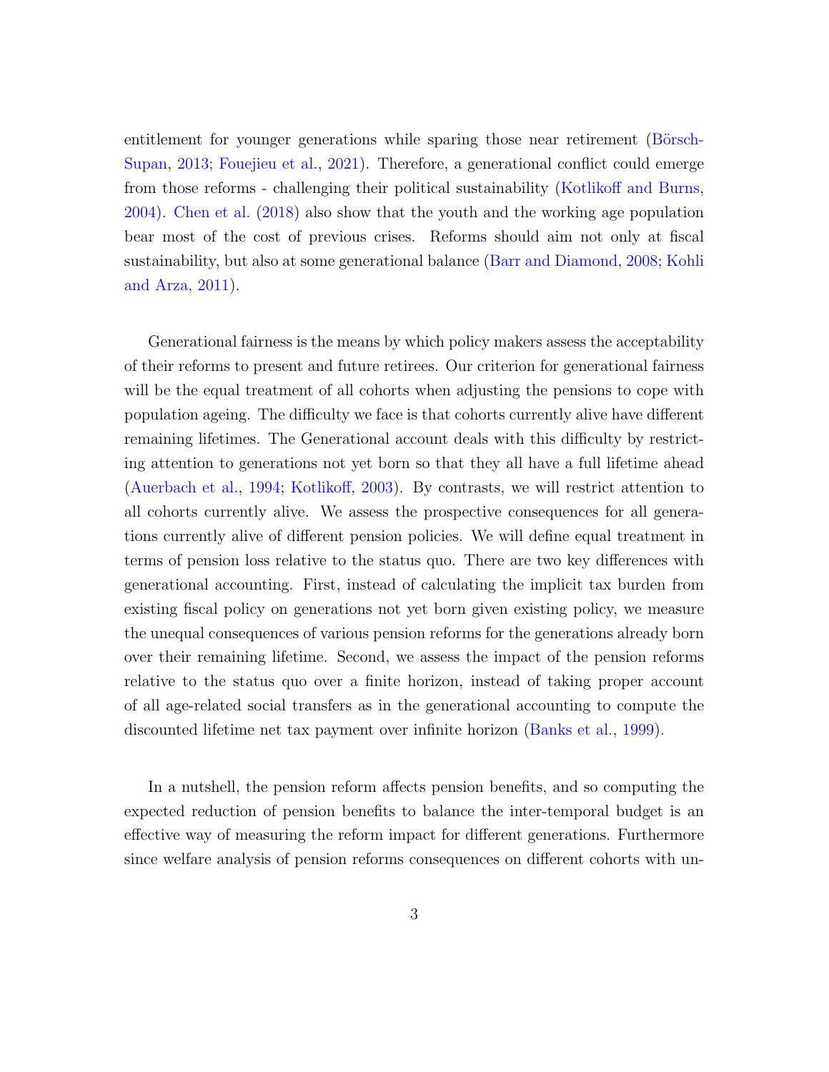entitlement for younger generations while sparing those near retirement (Börsch-Supan, 2013; Fouejieu et al., 2021). Therefore, a generational conflict could emerge from those reforms - challenging their political sustainability (Kotlikoff and Burns, 2004). Chen et al. (2018) also show that the youth and the working age population bear most of the cost of previous crises. Reforms should aim not only at fiscal sustainability, but also at some generational balance (Barr and Diamond, 2008; Kohli and Arza, 2011).

Generational fairness is the means by which policy makers assess the acceptability of their reforms to present and future retirees. Our criterion for generational fairness will be the equal treatment of all cohorts when adjusting the pensions to cope with population ageing. The difficulty we face is that cohorts currently alive have different remaining lifetimes. The Generational account deals with this difficulty by restricting attention to generations not yet born so that they all have a full lifetime ahead (Auerbach et al., 1994; Kotlikoff, 2003). By contrasts, we will restrict attention to all cohorts currently alive. We assess the prospective consequences for all generations currently alive of different pension policies. We will define equal treatment in terms of pension loss relative to the status quo. There are two key differences with generational accounting. First, instead of calculating the implicit tax burden from existing fiscal policy on generations not yet born given existing policy, we measure the unequal consequences of various pension reforms for the generations already born over their remaining lifetime. Second, we assess the impact of the pension reforms relative to the status quo over a finite horizon, instead of taking proper account of all age-related social transfers as in the generational accounting to compute the discounted lifetime net tax payment over infinite horizon (Banks et al., 1999).

In a nutshell, the pension reform affects pension benefits, and so computing the expected reduction of pension benefits to balance the inter-temporal budget is an effective way of measuring the reform impact for different generations. Furthermore since welfare analysis of pension reforms consequences on different cohorts with un-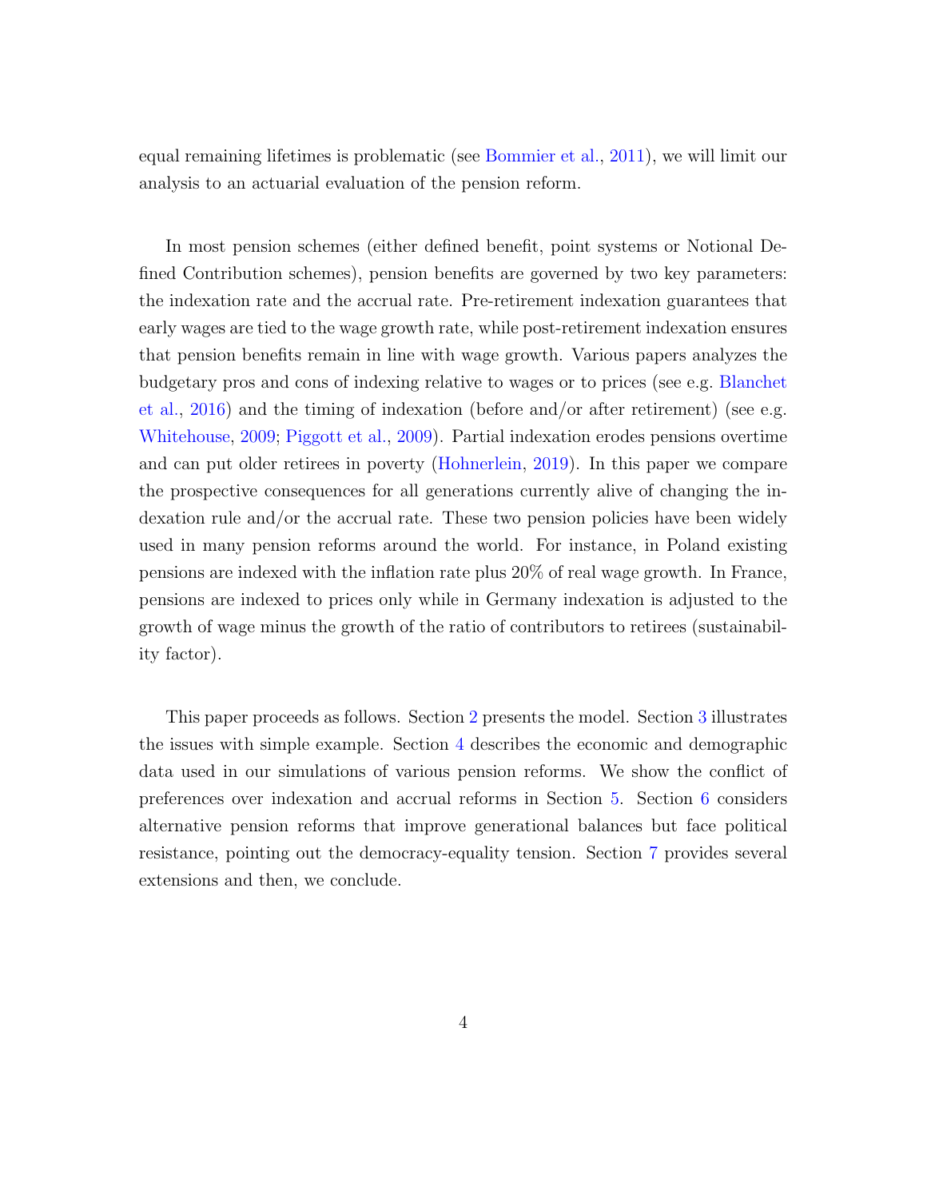equal remaining lifetimes is problematic (see Bommier et al., 2011), we will limit our analysis to an actuarial evaluation of the pension reform.

In most pension schemes (either defined benefit, point systems or Notional Defined Contribution schemes), pension benefits are governed by two key parameters: the indexation rate and the accrual rate. Pre-retirement indexation guarantees that early wages are tied to the wage growth rate, while post-retirement indexation ensures that pension benefits remain in line with wage growth. Various papers analyzes the budgetary pros and cons of indexing relative to wages or to prices (see e.g. Blanchet et al., 2016) and the timing of indexation (before and/or after retirement) (see e.g. Whitehouse, 2009; Piggott et al., 2009). Partial indexation erodes pensions overtime and can put older retirees in poverty (Hohnerlein, 2019). In this paper we compare the prospective consequences for all generations currently alive of changing the indexation rule and/or the accrual rate. These two pension policies have been widely used in many pension reforms around the world. For instance, in Poland existing pensions are indexed with the inflation rate plus 20% of real wage growth. In France, pensions are indexed to prices only while in Germany indexation is adjusted to the growth of wage minus the growth of the ratio of contributors to retirees (sustainability factor).

This paper proceeds as follows. Section 2 presents the model. Section 3 illustrates the issues with simple example. Section 4 describes the economic and demographic data used in our simulations of various pension reforms. We show the conflict of preferences over indexation and accrual reforms in Section 5. Section 6 considers alternative pension reforms that improve generational balances but face political resistance, pointing out the democracy-equality tension. Section 7 provides several extensions and then, we conclude.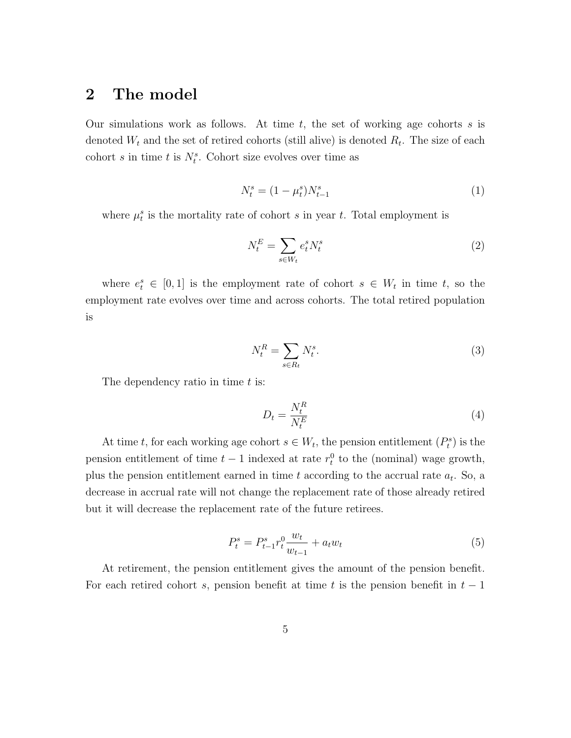## 2 The model

Our simulations work as follows. At time $t$, the set of working age cohorts $s$ is denoted $W_t$ and the set of retired cohorts (still alive) is denoted $R_t$. The size of each cohort $s$ in time $t$ is $N_t^s$. Cohort size evolves over time as

$$N_t^s = (1 - \mu_t^s) N_{t-1}^s \tag{1}$$

where $\mu_t^s$ is the mortality rate of cohort $s$ in year $t$. Total employment is

$$N_t^E = \sum_{s \in W_t} e_t^s N_t^s \tag{2}$$

where $e_t^s \in [0, 1]$ is the employment rate of cohort $s \in W_t$ in time $t$, so the employment rate evolves over time and across cohorts. The total retired population is

$$N_t^R = \sum_{s \in R_t} N_t^s. \tag{3}$$

The dependency ratio in time $t$ is:

$$D_t = \frac{N_t^R}{N_t^E} \tag{4}$$

At time $t$, for each working age cohort $s \in W_t$, the pension entitlement ($P_t^s$) is the pension entitlement of time $t-1$ indexed at rate $r_t^0$ to the (nominal) wage growth, plus the pension entitlement earned in time $t$ according to the accrual rate $a_t$. So, a decrease in accrual rate will not change the replacement rate of those already retired but it will decrease the replacement rate of the future retirees.

$$P_t^s = P_{t-1}^s r_t^0 \frac{w_t}{w_{t-1}} + a_t w_t \tag{5}$$

At retirement, the pension entitlement gives the amount of the pension benefit. For each retired cohort $s$, pension benefit at time $t$ is the pension benefit in $t-1$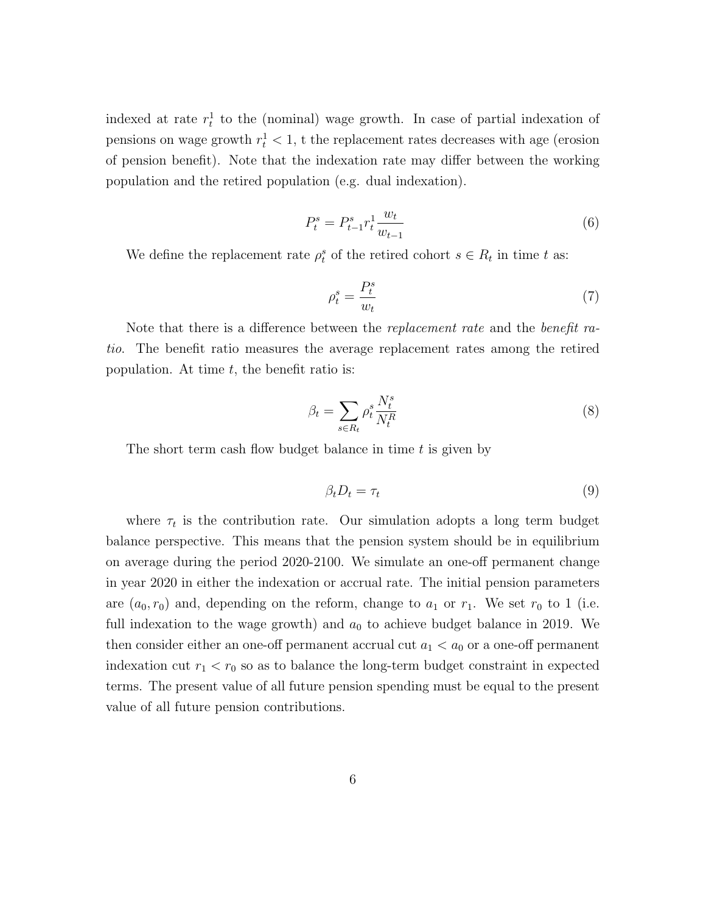indexed at rate $r_t^1$ to the (nominal) wage growth. In case of partial indexation of pensions on wage growth $r_t^1 < 1$, t the replacement rates decreases with age (erosion of pension benefit). Note that the indexation rate may differ between the working population and the retired population (e.g. dual indexation).

$$P_t^s = P_{t-1}^s r_t^1 \frac{w_t}{w_{t-1}} \tag{6}$$

We define the replacement rate $\rho_t^s$ of the retired cohort $s \in R_t$ in time $t$ as:

$$\rho_t^s = \frac{P_t^s}{w_t} \tag{7}$$

Note that there is a difference between the *replacement rate* and the *benefit ratio*. The benefit ratio measures the average replacement rates among the retired population. At time $t$, the benefit ratio is:

$$\beta_t = \sum_{s \in R_t} \rho_t^s \frac{N_t^s}{N_t^R} \tag{8}$$

The short term cash flow budget balance in time $t$ is given by

$$\beta_t D_t = \tau_t \tag{9}$$

where $\tau_t$ is the contribution rate. Our simulation adopts a long term budget balance perspective. This means that the pension system should be in equilibrium on average during the period 2020-2100. We simulate an one-off permanent change in year 2020 in either the indexation or accrual rate. The initial pension parameters are $(a_0, r_0)$ and, depending on the reform, change to $a_1$ or $r_1$. We set $r_0$ to 1 (i.e. full indexation to the wage growth) and $a_0$ to achieve budget balance in 2019. We then consider either an one-off permanent accrual cut $a_1 < a_0$ or a one-off permanent indexation cut $r_1 < r_0$ so as to balance the long-term budget constraint in expected terms. The present value of all future pension spending must be equal to the present value of all future pension contributions.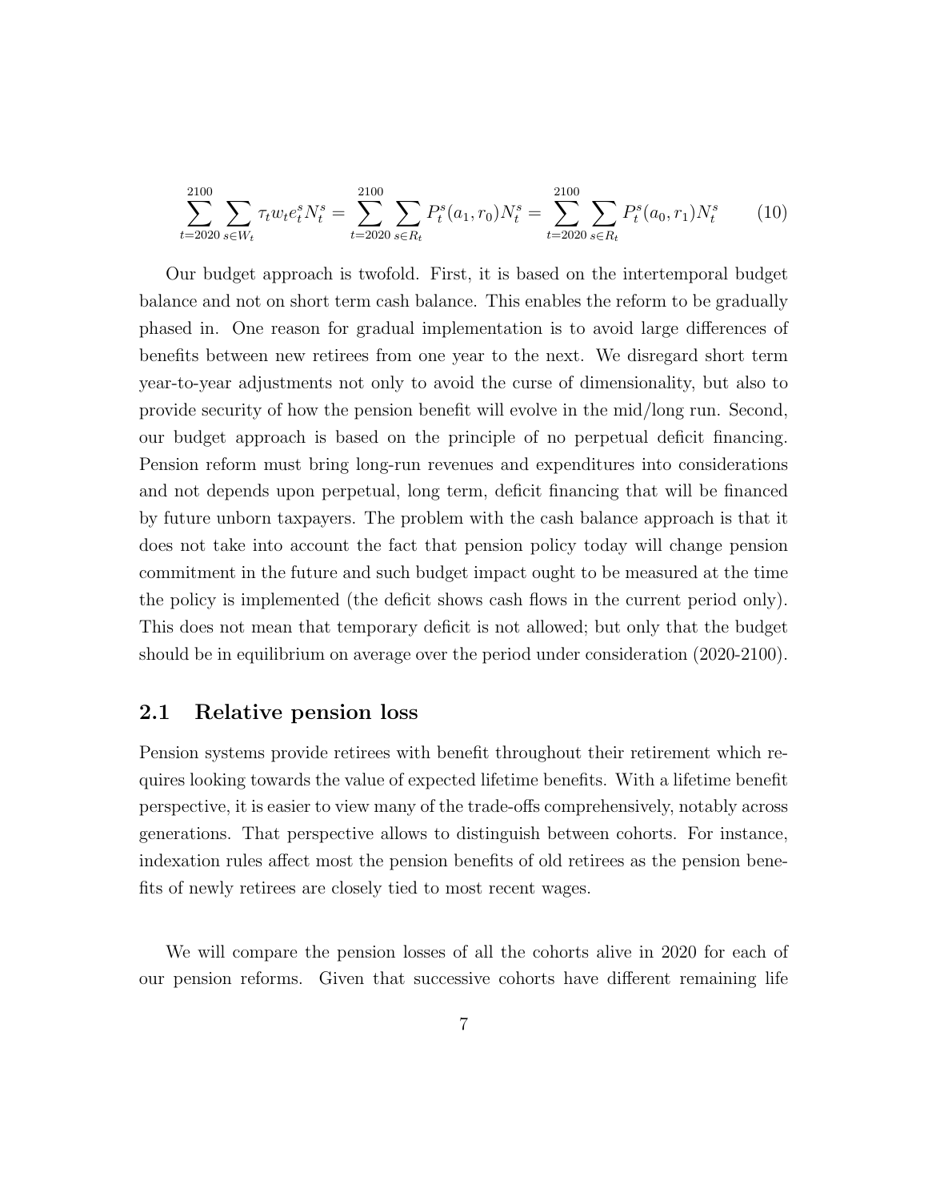$$\sum_{t=2020}^{2100} \sum_{s \in W_t} \tau_t w_t e_t^s N_t^s = \sum_{t=2020}^{2100} \sum_{s \in R_t} P_t^s(a_1, r_0) N_t^s = \sum_{t=2020}^{2100} \sum_{s \in R_t} P_t^s(a_0, r_1) N_t^s \tag{10}$$

Our budget approach is twofold. First, it is based on the intertemporal budget balance and not on short term cash balance. This enables the reform to be gradually phased in. One reason for gradual implementation is to avoid large differences of benefits between new retirees from one year to the next. We disregard short term year-to-year adjustments not only to avoid the curse of dimensionality, but also to provide security of how the pension benefit will evolve in the mid/long run. Second, our budget approach is based on the principle of no perpetual deficit financing. Pension reform must bring long-run revenues and expenditures into considerations and not depends upon perpetual, long term, deficit financing that will be financed by future unborn taxpayers. The problem with the cash balance approach is that it does not take into account the fact that pension policy today will change pension commitment in the future and such budget impact ought to be measured at the time the policy is implemented (the deficit shows cash flows in the current period only). This does not mean that temporary deficit is not allowed; but only that the budget should be in equilibrium on average over the period under consideration (2020-2100).

## 2.1 Relative pension loss

Pension systems provide retirees with benefit throughout their retirement which requires looking towards the value of expected lifetime benefits. With a lifetime benefit perspective, it is easier to view many of the trade-offs comprehensively, notably across generations. That perspective allows to distinguish between cohorts. For instance, indexation rules affect most the pension benefits of old retirees as the pension benefits of newly retirees are closely tied to most recent wages.

We will compare the pension losses of all the cohorts alive in 2020 for each of our pension reforms. Given that successive cohorts have different remaining life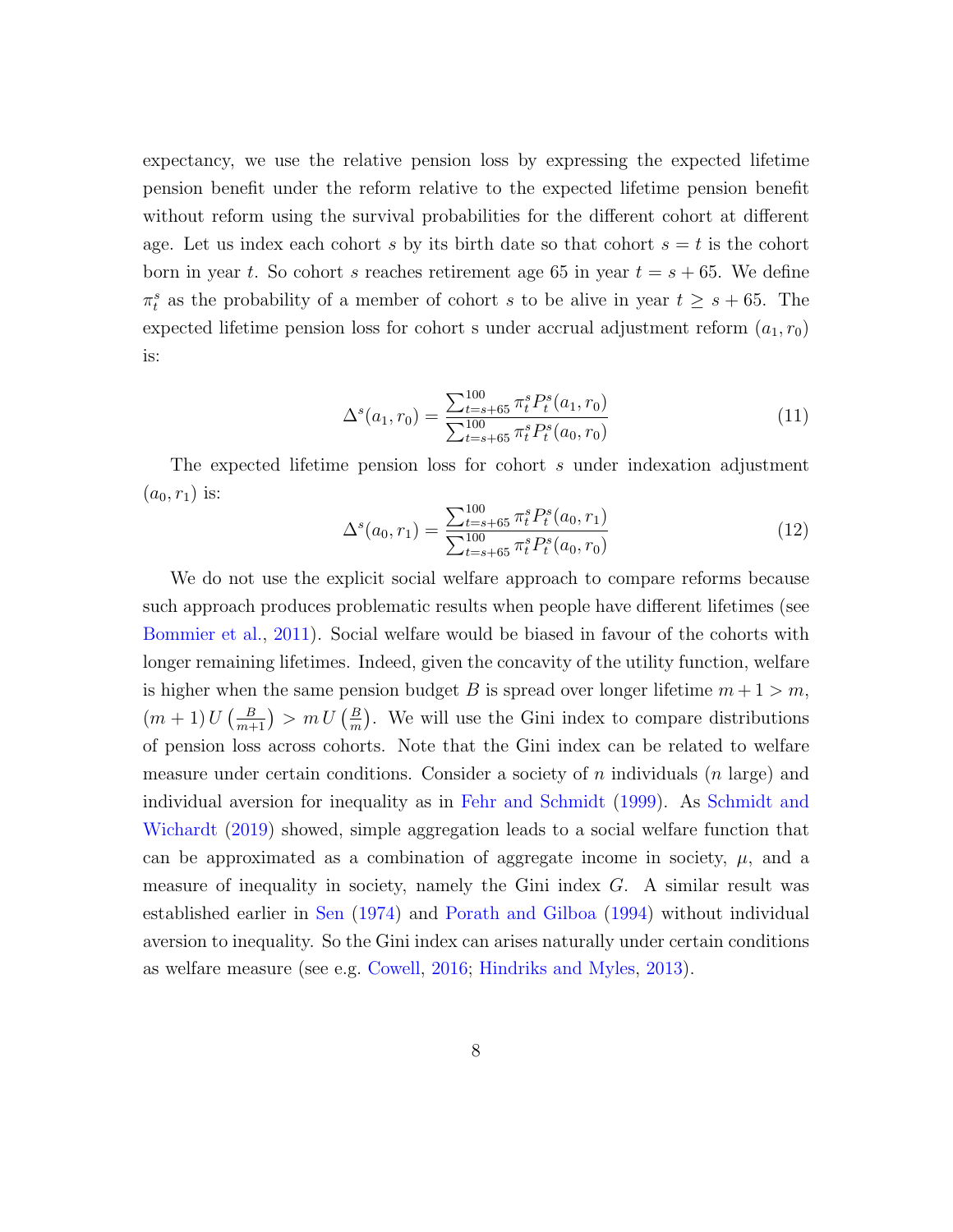expectancy, we use the relative pension loss by expressing the expected lifetime pension benefit under the reform relative to the expected lifetime pension benefit without reform using the survival probabilities for the different cohort at different age. Let us index each cohort $s$ by its birth date so that cohort $s = t$ is the cohort born in year $t$. So cohort $s$ reaches retirement age 65 in year $t = s + 65$. We define $\pi_t^s$ as the probability of a member of cohort $s$ to be alive in year $t \geq s + 65$. The expected lifetime pension loss for cohort s under accrual adjustment reform $(a_1, r_0)$ is:

$$\Delta^s(a_1, r_0) = \frac{\sum_{t=s+65}^{100} \pi_t^s P_t^s(a_1, r_0)}{\sum_{t=s+65}^{100} \pi_t^s P_t^s(a_0, r_0)} \tag{11}$$

The expected lifetime pension loss for cohort $s$ under indexation adjustment $(a_0, r_1)$ is:

$$\Delta^s(a_0, r_1) = \frac{\sum_{t=s+65}^{100} \pi_t^s P_t^s(a_0, r_1)}{\sum_{t=s+65}^{100} \pi_t^s P_t^s(a_0, r_0)} \tag{12}$$

We do not use the explicit social welfare approach to compare reforms because such approach produces problematic results when people have different lifetimes (see Bommier et al., 2011). Social welfare would be biased in favour of the cohorts with longer remaining lifetimes. Indeed, given the concavity of the utility function, welfare is higher when the same pension budget $B$ is spread over longer lifetime $m + 1 > m$, $(m+1)\,U\left(\frac{B}{m+1}\right) > m\,U\left(\frac{B}{m}\right)$. We will use the Gini index to compare distributions of pension loss across cohorts. Note that the Gini index can be related to welfare measure under certain conditions. Consider a society of $n$ individuals ($n$ large) and individual aversion for inequality as in Fehr and Schmidt (1999). As Schmidt and Wichardt (2019) showed, simple aggregation leads to a social welfare function that can be approximated as a combination of aggregate income in society, $\mu$, and a measure of inequality in society, namely the Gini index $G$. A similar result was established earlier in Sen (1974) and Porath and Gilboa (1994) without individual aversion to inequality. So the Gini index can arises naturally under certain conditions as welfare measure (see e.g. Cowell, 2016; Hindriks and Myles, 2013).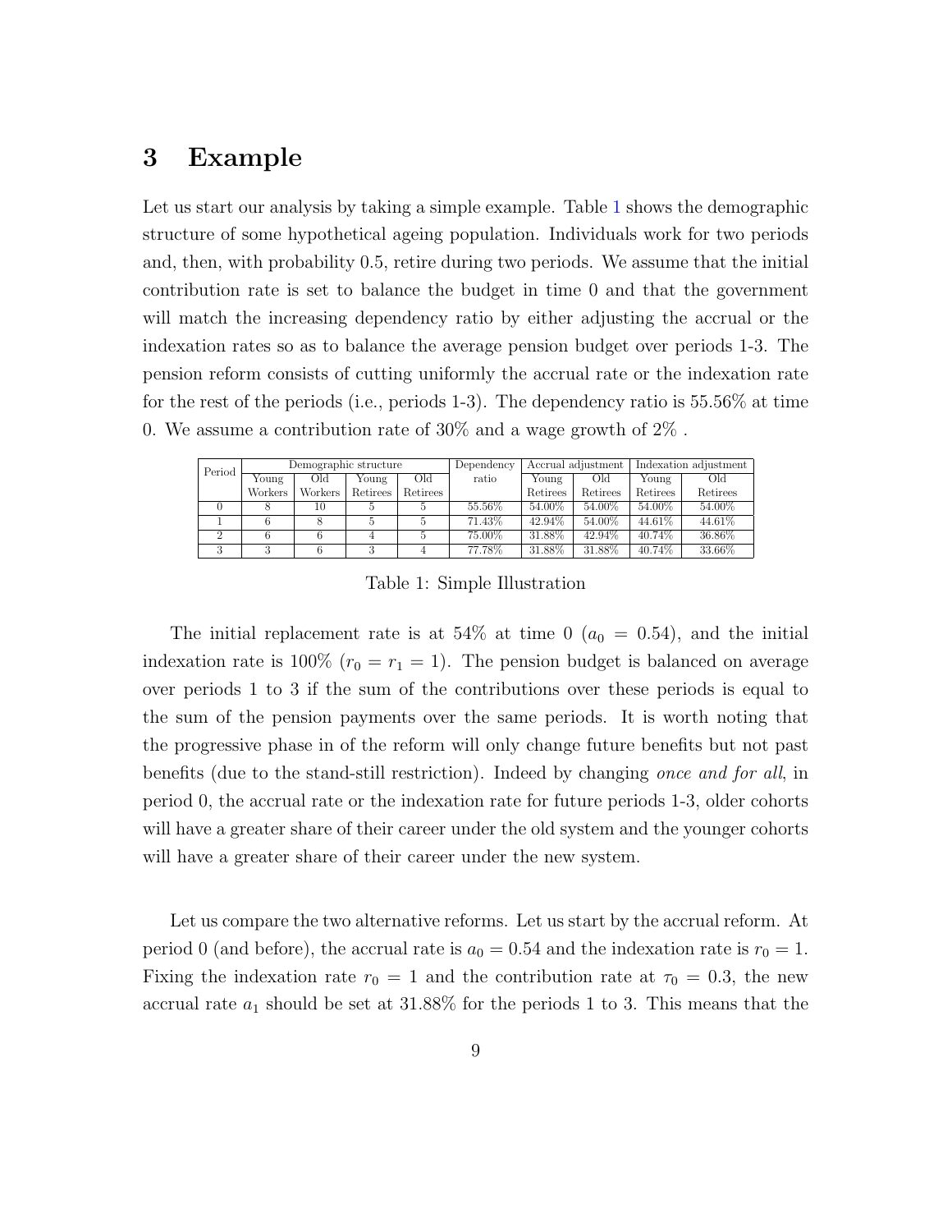# 3 Example

Let us start our analysis by taking a simple example. Table 1 shows the demographic structure of some hypothetical ageing population. Individuals work for two periods and, then, with probability 0.5, retire during two periods. We assume that the initial contribution rate is set to balance the budget in time 0 and that the government will match the increasing dependency ratio by either adjusting the accrual or the indexation rates so as to balance the average pension budget over periods 1-3. The pension reform consists of cutting uniformly the accrual rate or the indexation rate for the rest of the periods (i.e., periods 1-3). The dependency ratio is 55.56% at time 0. We assume a contribution rate of 30% and a wage growth of 2% .

| Period | Demographic structure | | | | Dependency ratio | Accrual adjustment | | Indexation adjustment | |
|---|---|---|---|---|---|---|---|---|---|
| | Young Workers | Old Workers | Young Retirees | Old Retirees | | Young Retirees | Old Retirees | Young Retirees | Old Retirees |
| 0 | 8 | 10 | 5 | 5 | 55.56% | 54.00% | 54.00% | 54.00% | 54.00% |
| 1 | 6 | 8 | 5 | 5 | 71.43% | 42.94% | 54.00% | 44.61% | 44.61% |
| 2 | 6 | 6 | 4 | 5 | 75.00% | 31.88% | 42.94% | 40.74% | 36.86% |
| 3 | 3 | 6 | 3 | 4 | 77.78% | 31.88% | 31.88% | 40.74% | 33.66% |

Table 1: Simple Illustration

The initial replacement rate is at 54% at time 0 ($a_0 = 0.54$), and the initial indexation rate is 100% ($r_0 = r_1 = 1$). The pension budget is balanced on average over periods 1 to 3 if the sum of the contributions over these periods is equal to the sum of the pension payments over the same periods. It is worth noting that the progressive phase in of the reform will only change future benefits but not past benefits (due to the stand-still restriction). Indeed by changing *once and for all*, in period 0, the accrual rate or the indexation rate for future periods 1-3, older cohorts will have a greater share of their career under the old system and the younger cohorts will have a greater share of their career under the new system.

Let us compare the two alternative reforms. Let us start by the accrual reform. At period 0 (and before), the accrual rate is $a_0 = 0.54$ and the indexation rate is $r_0 = 1$. Fixing the indexation rate $r_0 = 1$ and the contribution rate at $\tau_0 = 0.3$, the new accrual rate $a_1$ should be set at 31.88% for the periods 1 to 3. This means that the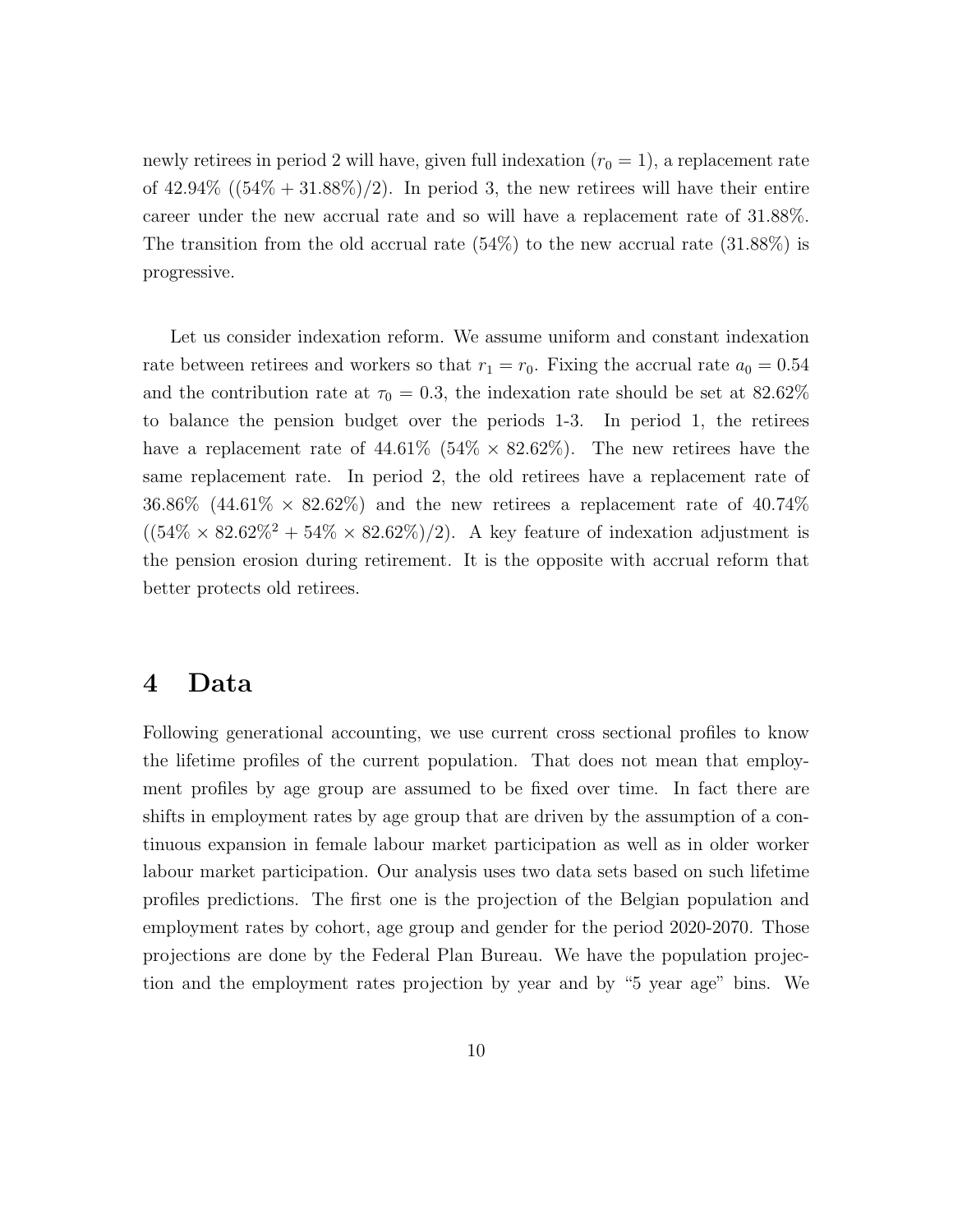newly retirees in period 2 will have, given full indexation ($r_0 = 1$), a replacement rate of 42.94% ((54% + 31.88%)/2). In period 3, the new retirees will have their entire career under the new accrual rate and so will have a replacement rate of 31.88%. The transition from the old accrual rate (54%) to the new accrual rate (31.88%) is progressive.

Let us consider indexation reform. We assume uniform and constant indexation rate between retirees and workers so that $r_1 = r_0$. Fixing the accrual rate $a_0 = 0.54$ and the contribution rate at $\tau_0 = 0.3$, the indexation rate should be set at 82.62% to balance the pension budget over the periods 1-3. In period 1, the retirees have a replacement rate of 44.61% (54% $\times$ 82.62%). The new retirees have the same replacement rate. In period 2, the old retirees have a replacement rate of 36.86% (44.61% $\times$ 82.62%) and the new retirees a replacement rate of 40.74% ((54% $\times$ 82.62%$^2$ + 54% $\times$ 82.62%)/2). A key feature of indexation adjustment is the pension erosion during retirement. It is the opposite with accrual reform that better protects old retirees.

# 4 Data

Following generational accounting, we use current cross sectional profiles to know the lifetime profiles of the current population. That does not mean that employment profiles by age group are assumed to be fixed over time. In fact there are shifts in employment rates by age group that are driven by the assumption of a continuous expansion in female labour market participation as well as in older worker labour market participation. Our analysis uses two data sets based on such lifetime profiles predictions. The first one is the projection of the Belgian population and employment rates by cohort, age group and gender for the period 2020-2070. Those projections are done by the Federal Plan Bureau. We have the population projection and the employment rates projection by year and by "5 year age" bins. We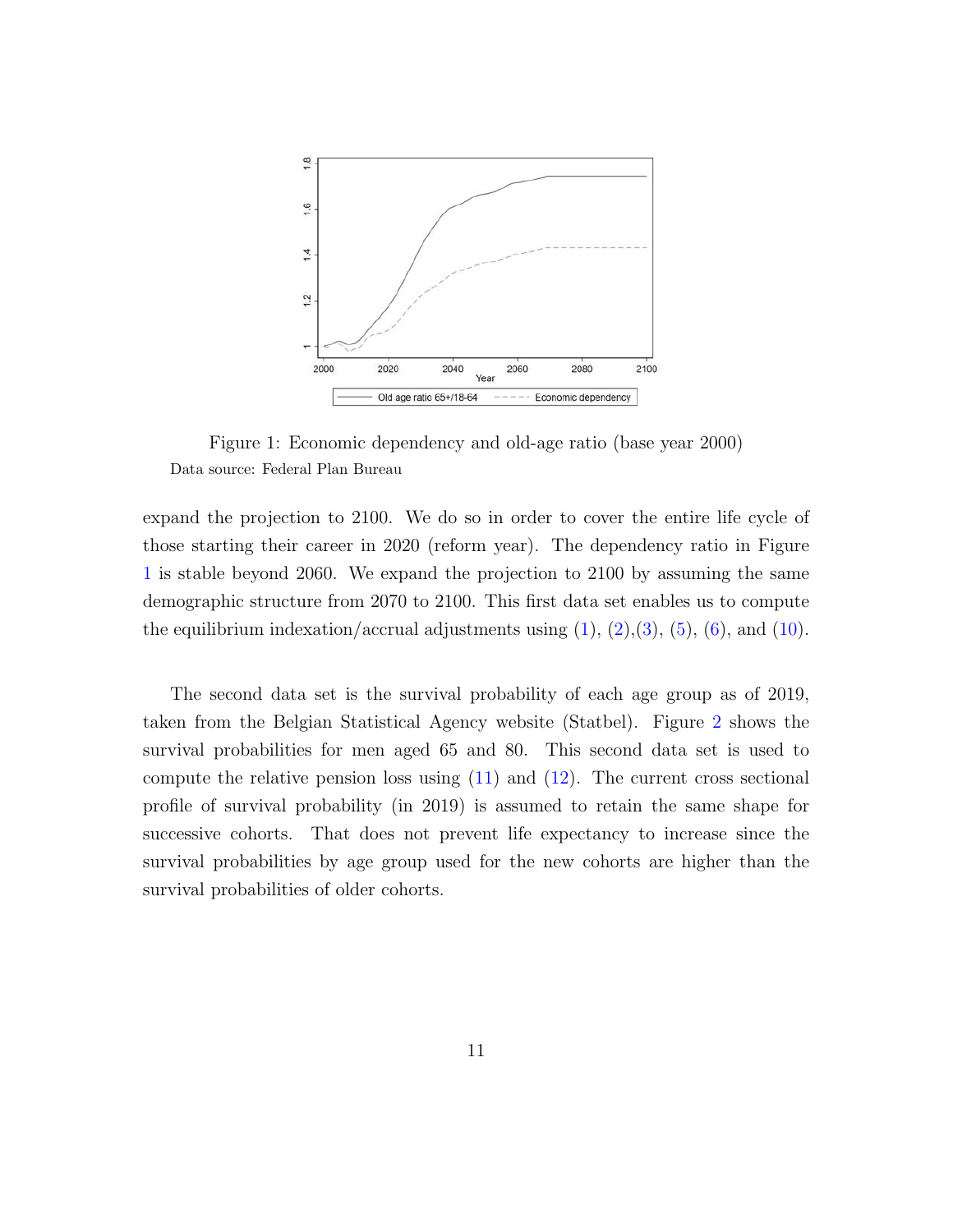Figure 1: Economic dependency and old-age ratio (base year 2000)

Data source: Federal Plan Bureau

expand the projection to 2100. We do so in order to cover the entire life cycle of those starting their career in 2020 (reform year). The dependency ratio in Figure 1 is stable beyond 2060. We expand the projection to 2100 by assuming the same demographic structure from 2070 to 2100. This first data set enables us to compute the equilibrium indexation/accrual adjustments using (1), (2),(3), (5), (6), and (10).

The second data set is the survival probability of each age group as of 2019, taken from the Belgian Statistical Agency website (Statbel). Figure 2 shows the survival probabilities for men aged 65 and 80. This second data set is used to compute the relative pension loss using (11) and (12). The current cross sectional profile of survival probability (in 2019) is assumed to retain the same shape for successive cohorts. That does not prevent life expectancy to increase since the survival probabilities by age group used for the new cohorts are higher than the survival probabilities of older cohorts.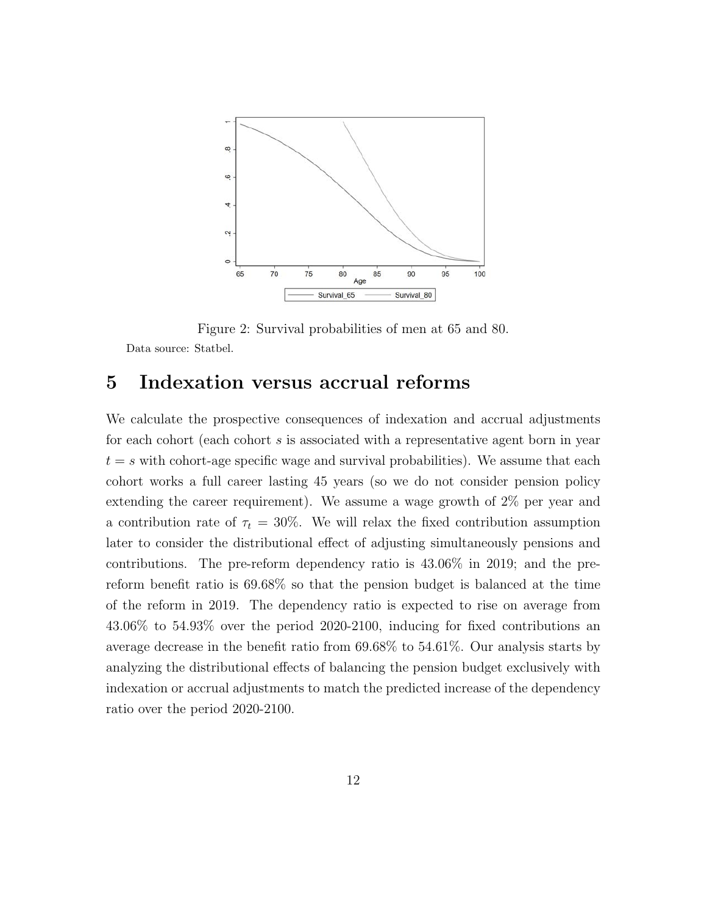Figure 2: Survival probabilities of men at 65 and 80.

Data source: Statbel.

## 5 Indexation versus accrual reforms

We calculate the prospective consequences of indexation and accrual adjustments for each cohort (each cohort $s$ is associated with a representative agent born in year $t = s$ with cohort-age specific wage and survival probabilities). We assume that each cohort works a full career lasting 45 years (so we do not consider pension policy extending the career requirement). We assume a wage growth of 2% per year and a contribution rate of $\tau_t = 30\%$. We will relax the fixed contribution assumption later to consider the distributional effect of adjusting simultaneously pensions and contributions. The pre-reform dependency ratio is 43.06% in 2019; and the pre-reform benefit ratio is 69.68% so that the pension budget is balanced at the time of the reform in 2019. The dependency ratio is expected to rise on average from 43.06% to 54.93% over the period 2020-2100, inducing for fixed contributions an average decrease in the benefit ratio from 69.68% to 54.61%. Our analysis starts by analyzing the distributional effects of balancing the pension budget exclusively with indexation or accrual adjustments to match the predicted increase of the dependency ratio over the period 2020-2100.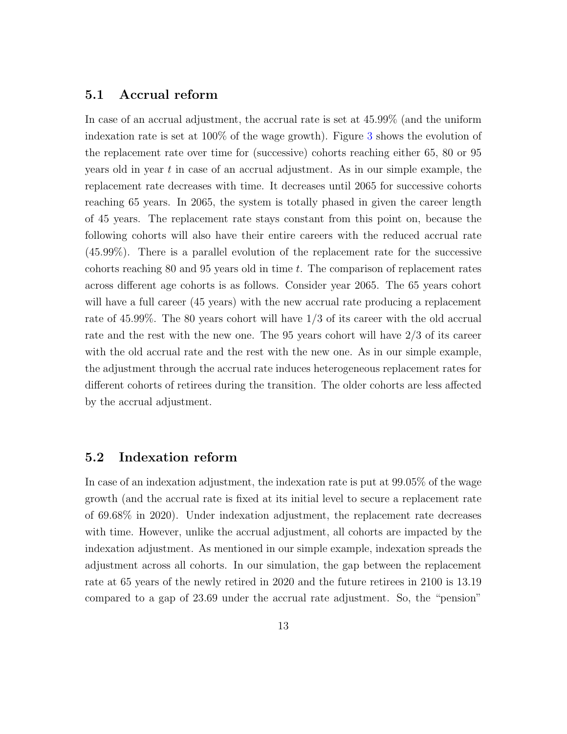## 5.1 Accrual reform

In case of an accrual adjustment, the accrual rate is set at 45.99% (and the uniform indexation rate is set at 100% of the wage growth). Figure 3 shows the evolution of the replacement rate over time for (successive) cohorts reaching either 65, 80 or 95 years old in year $t$ in case of an accrual adjustment. As in our simple example, the replacement rate decreases with time. It decreases until 2065 for successive cohorts reaching 65 years. In 2065, the system is totally phased in given the career length of 45 years. The replacement rate stays constant from this point on, because the following cohorts will also have their entire careers with the reduced accrual rate (45.99%). There is a parallel evolution of the replacement rate for the successive cohorts reaching 80 and 95 years old in time $t$. The comparison of replacement rates across different age cohorts is as follows. Consider year 2065. The 65 years cohort will have a full career (45 years) with the new accrual rate producing a replacement rate of 45.99%. The 80 years cohort will have 1/3 of its career with the old accrual rate and the rest with the new one. The 95 years cohort will have 2/3 of its career with the old accrual rate and the rest with the new one. As in our simple example, the adjustment through the accrual rate induces heterogeneous replacement rates for different cohorts of retirees during the transition. The older cohorts are less affected by the accrual adjustment.

## 5.2 Indexation reform

In case of an indexation adjustment, the indexation rate is put at 99.05% of the wage growth (and the accrual rate is fixed at its initial level to secure a replacement rate of 69.68% in 2020). Under indexation adjustment, the replacement rate decreases with time. However, unlike the accrual adjustment, all cohorts are impacted by the indexation adjustment. As mentioned in our simple example, indexation spreads the adjustment across all cohorts. In our simulation, the gap between the replacement rate at 65 years of the newly retired in 2020 and the future retirees in 2100 is 13.19 compared to a gap of 23.69 under the accrual rate adjustment. So, the "pension"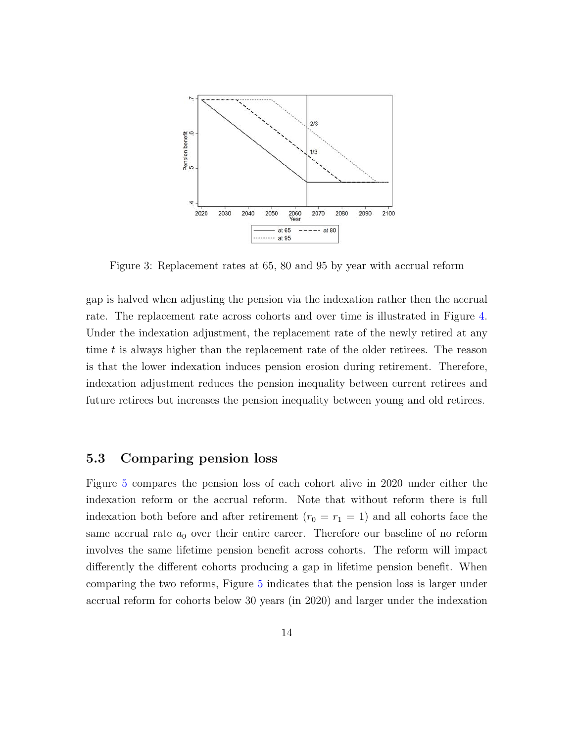Figure 3: Replacement rates at 65, 80 and 95 by year with accrual reform

gap is halved when adjusting the pension via the indexation rather then the accrual rate. The replacement rate across cohorts and over time is illustrated in Figure 4. Under the indexation adjustment, the replacement rate of the newly retired at any time $t$ is always higher than the replacement rate of the older retirees. The reason is that the lower indexation induces pension erosion during retirement. Therefore, indexation adjustment reduces the pension inequality between current retirees and future retirees but increases the pension inequality between young and old retirees.

### 5.3 Comparing pension loss

Figure 5 compares the pension loss of each cohort alive in 2020 under either the indexation reform or the accrual reform. Note that without reform there is full indexation both before and after retirement ($r_0 = r_1 = 1$) and all cohorts face the same accrual rate $a_0$ over their entire career. Therefore our baseline of no reform involves the same lifetime pension benefit across cohorts. The reform will impact differently the different cohorts producing a gap in lifetime pension benefit. When comparing the two reforms, Figure 5 indicates that the pension loss is larger under accrual reform for cohorts below 30 years (in 2020) and larger under the indexation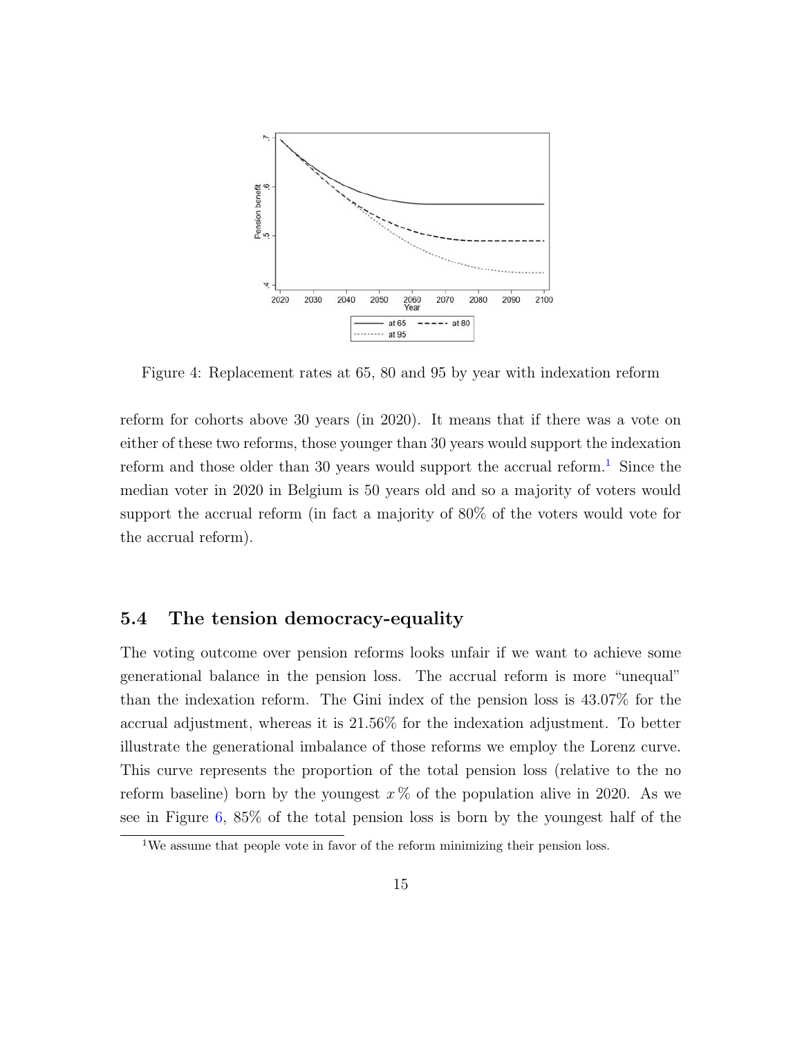Figure 4: Replacement rates at 65, 80 and 95 by year with indexation reform

reform for cohorts above 30 years (in 2020). It means that if there was a vote on either of these two reforms, those younger than 30 years would support the indexation reform and those older than 30 years would support the accrual reform.[1] Since the median voter in 2020 in Belgium is 50 years old and so a majority of voters would support the accrual reform (in fact a majority of 80% of the voters would vote for the accrual reform).

### 5.4 The tension democracy-equality

The voting outcome over pension reforms looks unfair if we want to achieve some generational balance in the pension loss. The accrual reform is more "unequal" than the indexation reform. The Gini index of the pension loss is 43.07% for the accrual adjustment, whereas it is 21.56% for the indexation adjustment. To better illustrate the generational imbalance of those reforms we employ the Lorenz curve. This curve represents the proportion of the total pension loss (relative to the no reform baseline) born by the youngest $x\%$ of the population alive in 2020. As we see in Figure 6, 85% of the total pension loss is born by the youngest half of the

[1] We assume that people vote in favor of the reform minimizing their pension loss.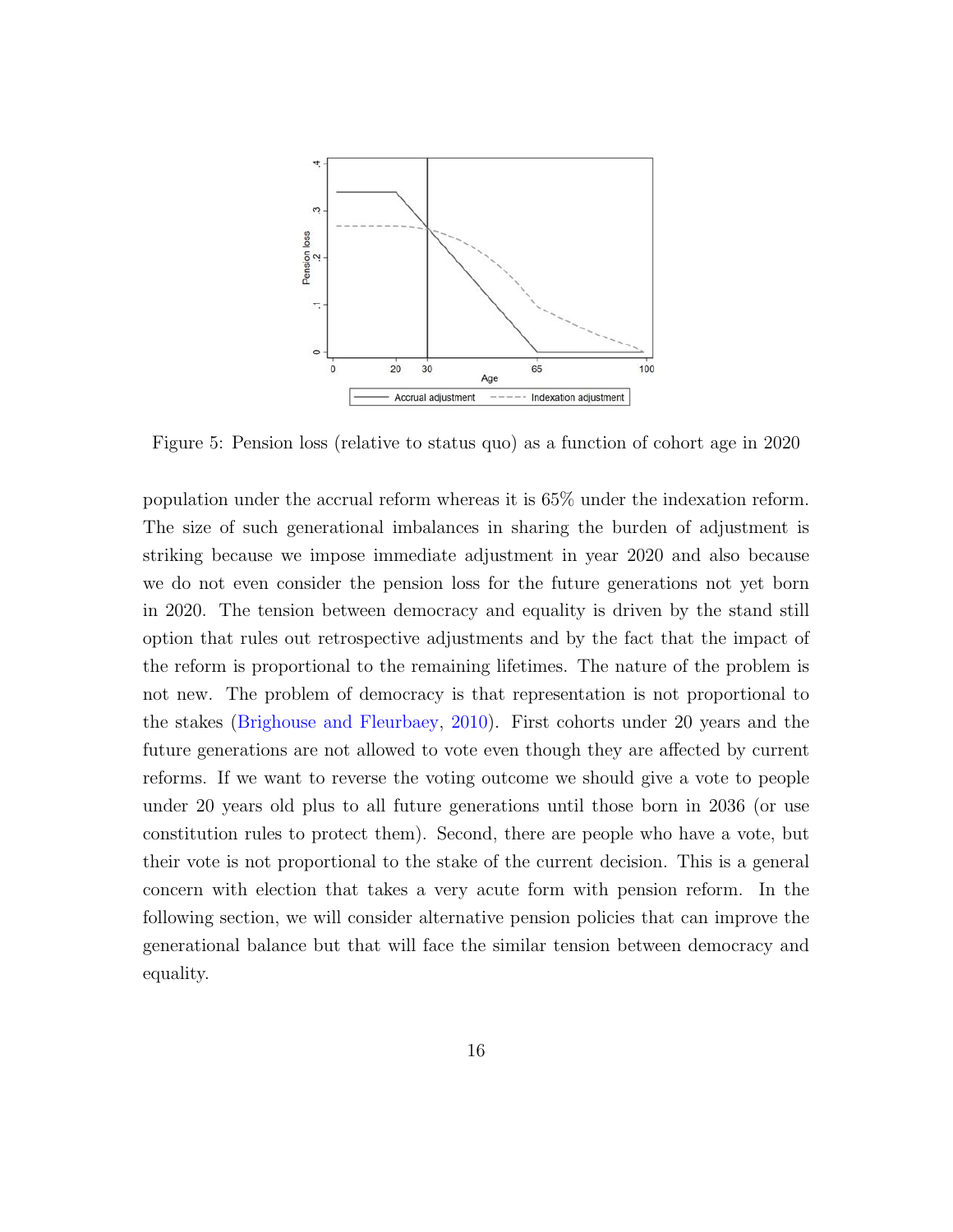Figure 5: Pension loss (relative to status quo) as a function of cohort age in 2020

population under the accrual reform whereas it is 65% under the indexation reform. The size of such generational imbalances in sharing the burden of adjustment is striking because we impose immediate adjustment in year 2020 and also because we do not even consider the pension loss for the future generations not yet born in 2020. The tension between democracy and equality is driven by the stand still option that rules out retrospective adjustments and by the fact that the impact of the reform is proportional to the remaining lifetimes. The nature of the problem is not new. The problem of democracy is that representation is not proportional to the stakes (Brighouse and Fleurbaey, 2010). First cohorts under 20 years and the future generations are not allowed to vote even though they are affected by current reforms. If we want to reverse the voting outcome we should give a vote to people under 20 years old plus to all future generations until those born in 2036 (or use constitution rules to protect them). Second, there are people who have a vote, but their vote is not proportional to the stake of the current decision. This is a general concern with election that takes a very acute form with pension reform. In the following section, we will consider alternative pension policies that can improve the generational balance but that will face the similar tension between democracy and equality.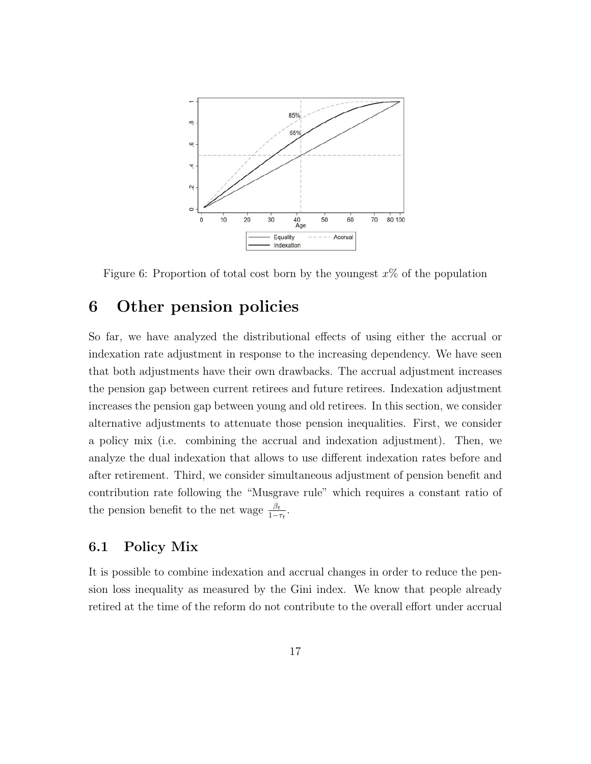Figure 6: Proportion of total cost born by the youngest $x\%$ of the population

# 6 Other pension policies

So far, we have analyzed the distributional effects of using either the accrual or indexation rate adjustment in response to the increasing dependency. We have seen that both adjustments have their own drawbacks. The accrual adjustment increases the pension gap between current retirees and future retirees. Indexation adjustment increases the pension gap between young and old retirees. In this section, we consider alternative adjustments to attenuate those pension inequalities. First, we consider a policy mix (i.e. combining the accrual and indexation adjustment). Then, we analyze the dual indexation that allows to use different indexation rates before and after retirement. Third, we consider simultaneous adjustment of pension benefit and contribution rate following the "Musgrave rule" which requires a constant ratio of the pension benefit to the net wage $\frac{\beta_t}{1-\tau_t}$.

## 6.1 Policy Mix

It is possible to combine indexation and accrual changes in order to reduce the pension loss inequality as measured by the Gini index. We know that people already retired at the time of the reform do not contribute to the overall effort under accrual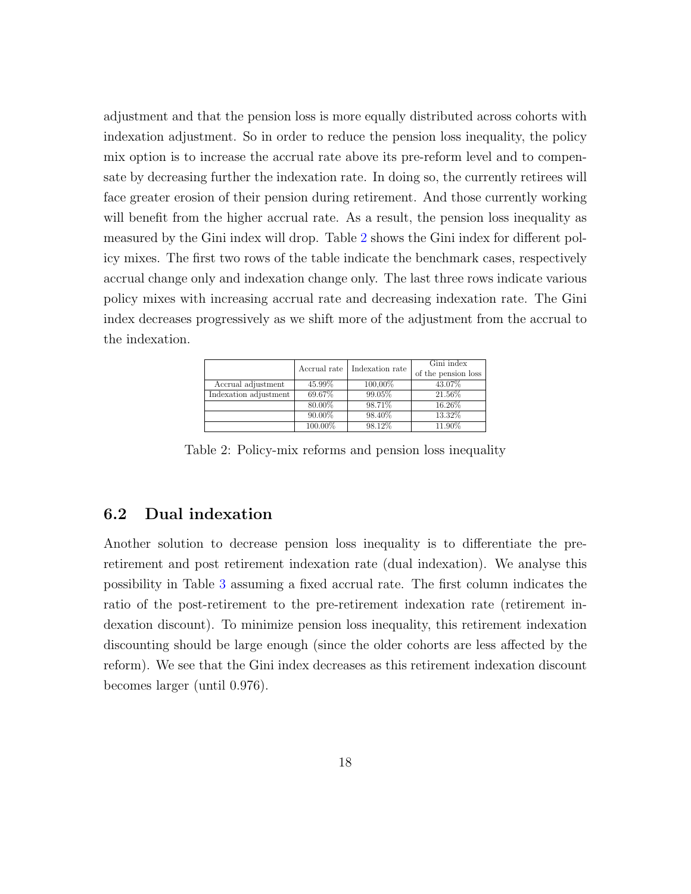adjustment and that the pension loss is more equally distributed across cohorts with indexation adjustment. So in order to reduce the pension loss inequality, the policy mix option is to increase the accrual rate above its pre-reform level and to compensate by decreasing further the indexation rate. In doing so, the currently retirees will face greater erosion of their pension during retirement. And those currently working will benefit from the higher accrual rate. As a result, the pension loss inequality as measured by the Gini index will drop. Table 2 shows the Gini index for different policy mixes. The first two rows of the table indicate the benchmark cases, respectively accrual change only and indexation change only. The last three rows indicate various policy mixes with increasing accrual rate and decreasing indexation rate. The Gini index decreases progressively as we shift more of the adjustment from the accrual to the indexation.

| | Accrual rate | Indexation rate | Gini index of the pension loss |
|---|---|---|---|
| Accrual adjustment | 45.99% | 100,00% | 43.07% |
| Indexation adjustment | 69.67% | 99.05% | 21.56% |
| | 80.00% | 98.71% | 16.26% |
| | 90.00% | 98.40% | 13.32% |
| | 100.00% | 98.12% | 11.90% |

Table 2: Policy-mix reforms and pension loss inequality

## 6.2 Dual indexation

Another solution to decrease pension loss inequality is to differentiate the pre-retirement and post retirement indexation rate (dual indexation). We analyse this possibility in Table 3 assuming a fixed accrual rate. The first column indicates the ratio of the post-retirement to the pre-retirement indexation rate (retirement indexation discount). To minimize pension loss inequality, this retirement indexation discounting should be large enough (since the older cohorts are less affected by the reform). We see that the Gini index decreases as this retirement indexation discount becomes larger (until 0.976).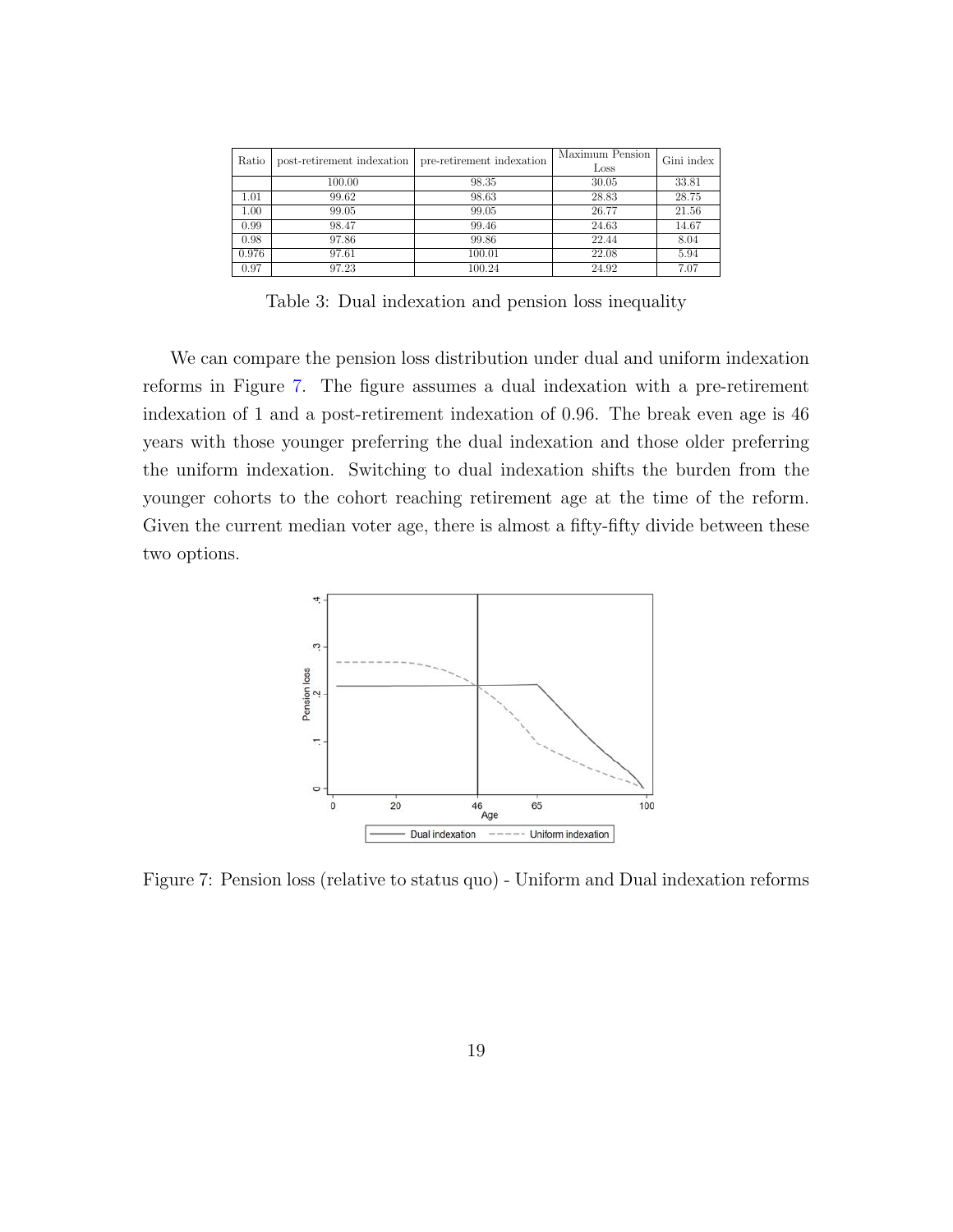| Ratio | post-retirement indexation | pre-retirement indexation | Maximum Pension Loss | Gini index |
|---|---|---|---|---|
| | 100.00 | 98.35 | 30.05 | 33.81 |
| 1.01 | 99.62 | 98.63 | 28.83 | 28.75 |
| 1.00 | 99.05 | 99.05 | 26.77 | 21.56 |
| 0.99 | 98.47 | 99.46 | 24.63 | 14.67 |
| 0.98 | 97.86 | 99.86 | 22.44 | 8.04 |
| 0.976 | 97.61 | 100.01 | 22.08 | 5.94 |
| 0.97 | 97.23 | 100.24 | 24.92 | 7.07 |

Table 3: Dual indexation and pension loss inequality

We can compare the pension loss distribution under dual and uniform indexation reforms in Figure 7. The figure assumes a dual indexation with a pre-retirement indexation of 1 and a post-retirement indexation of 0.96. The break even age is 46 years with those younger preferring the dual indexation and those older preferring the uniform indexation. Switching to dual indexation shifts the burden from the younger cohorts to the cohort reaching retirement age at the time of the reform. Given the current median voter age, there is almost a fifty-fifty divide between these two options.

Figure 7: Pension loss (relative to status quo) - Uniform and Dual indexation reforms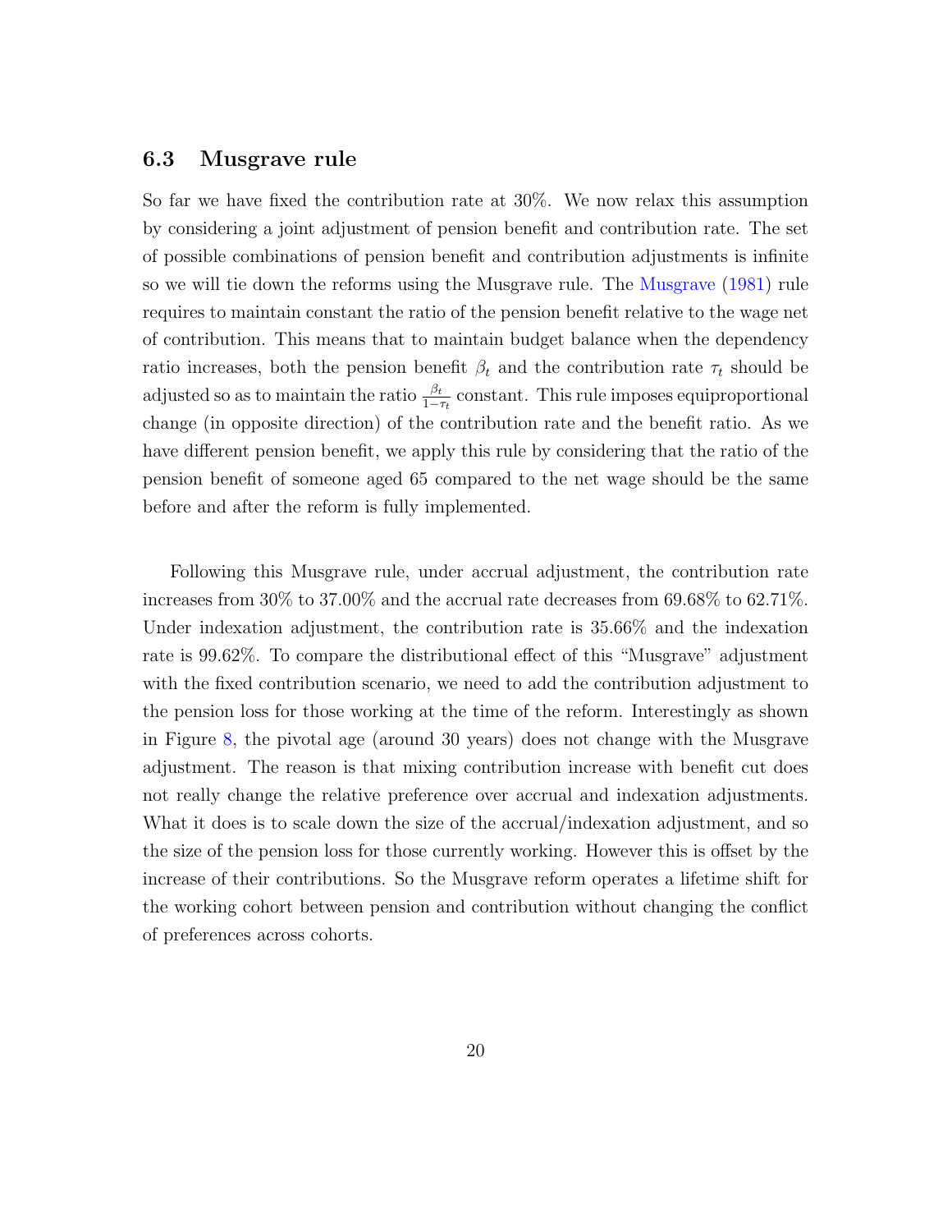### 6.3 Musgrave rule

So far we have fixed the contribution rate at 30%. We now relax this assumption by considering a joint adjustment of pension benefit and contribution rate. The set of possible combinations of pension benefit and contribution adjustments is infinite so we will tie down the reforms using the Musgrave rule. The Musgrave (1981) rule requires to maintain constant the ratio of the pension benefit relative to the wage net of contribution. This means that to maintain budget balance when the dependency ratio increases, both the pension benefit $\beta_t$ and the contribution rate $\tau_t$ should be adjusted so as to maintain the ratio $\frac{\beta_t}{1-\tau_t}$ constant. This rule imposes equiproportional change (in opposite direction) of the contribution rate and the benefit ratio. As we have different pension benefit, we apply this rule by considering that the ratio of the pension benefit of someone aged 65 compared to the net wage should be the same before and after the reform is fully implemented.

Following this Musgrave rule, under accrual adjustment, the contribution rate increases from 30% to 37.00% and the accrual rate decreases from 69.68% to 62.71%. Under indexation adjustment, the contribution rate is 35.66% and the indexation rate is 99.62%. To compare the distributional effect of this "Musgrave" adjustment with the fixed contribution scenario, we need to add the contribution adjustment to the pension loss for those working at the time of the reform. Interestingly as shown in Figure 8, the pivotal age (around 30 years) does not change with the Musgrave adjustment. The reason is that mixing contribution increase with benefit cut does not really change the relative preference over accrual and indexation adjustments. What it does is to scale down the size of the accrual/indexation adjustment, and so the size of the pension loss for those currently working. However this is offset by the increase of their contributions. So the Musgrave reform operates a lifetime shift for the working cohort between pension and contribution without changing the conflict of preferences across cohorts.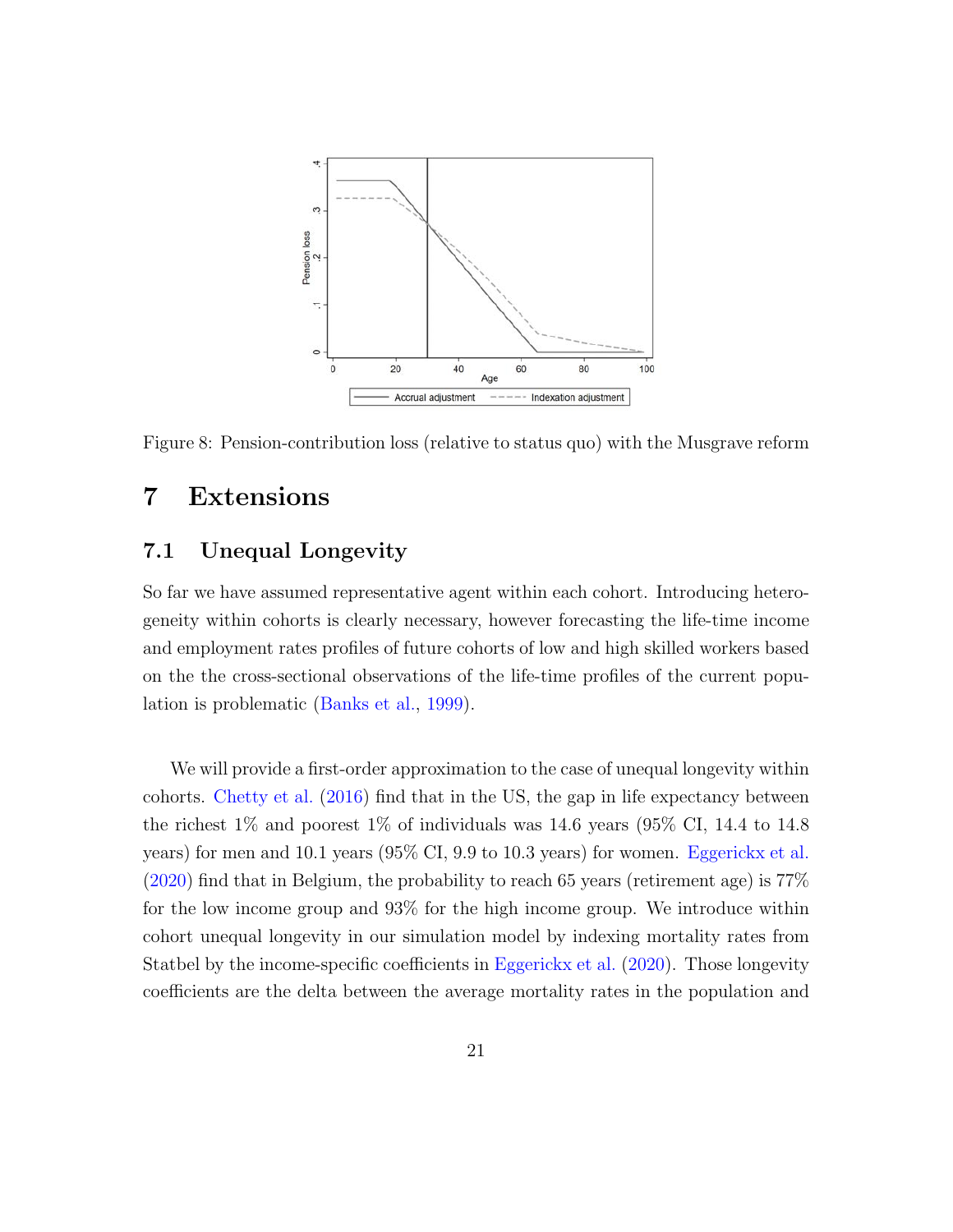Figure 8: Pension-contribution loss (relative to status quo) with the Musgrave reform

# 7 Extensions

## 7.1 Unequal Longevity

So far we have assumed representative agent within each cohort. Introducing heterogeneity within cohorts is clearly necessary, however forecasting the life-time income and employment rates profiles of future cohorts of low and high skilled workers based on the the cross-sectional observations of the life-time profiles of the current population is problematic (Banks et al., 1999).

We will provide a first-order approximation to the case of unequal longevity within cohorts. Chetty et al. (2016) find that in the US, the gap in life expectancy between the richest 1% and poorest 1% of individuals was 14.6 years (95% CI, 14.4 to 14.8 years) for men and 10.1 years (95% CI, 9.9 to 10.3 years) for women. Eggerickx et al. (2020) find that in Belgium, the probability to reach 65 years (retirement age) is 77% for the low income group and 93% for the high income group. We introduce within cohort unequal longevity in our simulation model by indexing mortality rates from Statbel by the income-specific coefficients in Eggerickx et al. (2020). Those longevity coefficients are the delta between the average mortality rates in the population and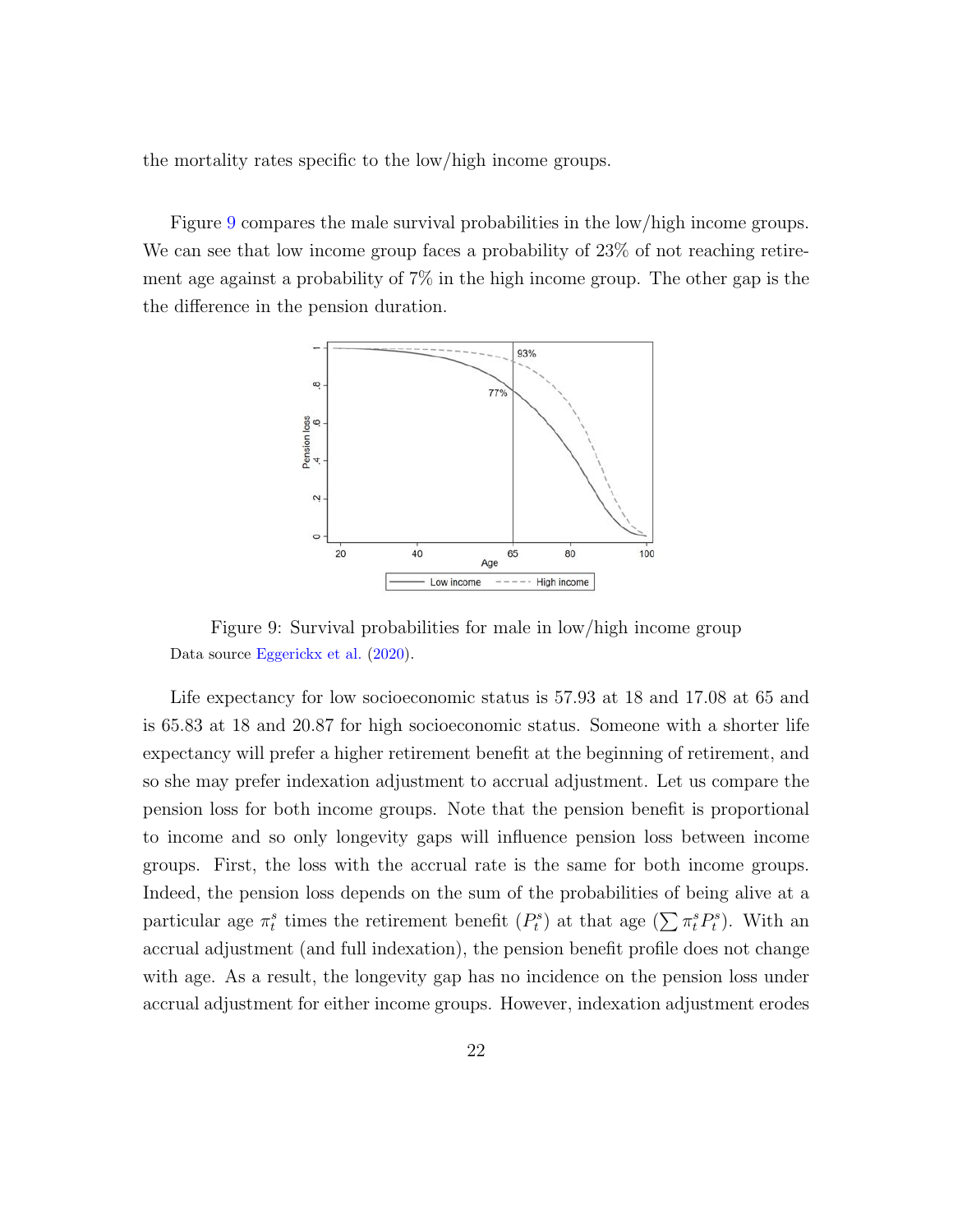the mortality rates specific to the low/high income groups.

Figure 9 compares the male survival probabilities in the low/high income groups. We can see that low income group faces a probability of 23% of not reaching retirement age against a probability of 7% in the high income group. The other gap is the the difference in the pension duration.

Figure 9: Survival probabilities for male in low/high income group
Data source Eggerickx et al. (2020).

Life expectancy for low socioeconomic status is 57.93 at 18 and 17.08 at 65 and is 65.83 at 18 and 20.87 for high socioeconomic status. Someone with a shorter life expectancy will prefer a higher retirement benefit at the beginning of retirement, and so she may prefer indexation adjustment to accrual adjustment. Let us compare the pension loss for both income groups. Note that the pension benefit is proportional to income and so only longevity gaps will influence pension loss between income groups. First, the loss with the accrual rate is the same for both income groups. Indeed, the pension loss depends on the sum of the probabilities of being alive at a particular age $\pi_t^s$ times the retirement benefit ($P_t^s$) at that age ($\sum \pi_t^s P_t^s$). With an accrual adjustment (and full indexation), the pension benefit profile does not change with age. As a result, the longevity gap has no incidence on the pension loss under accrual adjustment for either income groups. However, indexation adjustment erodes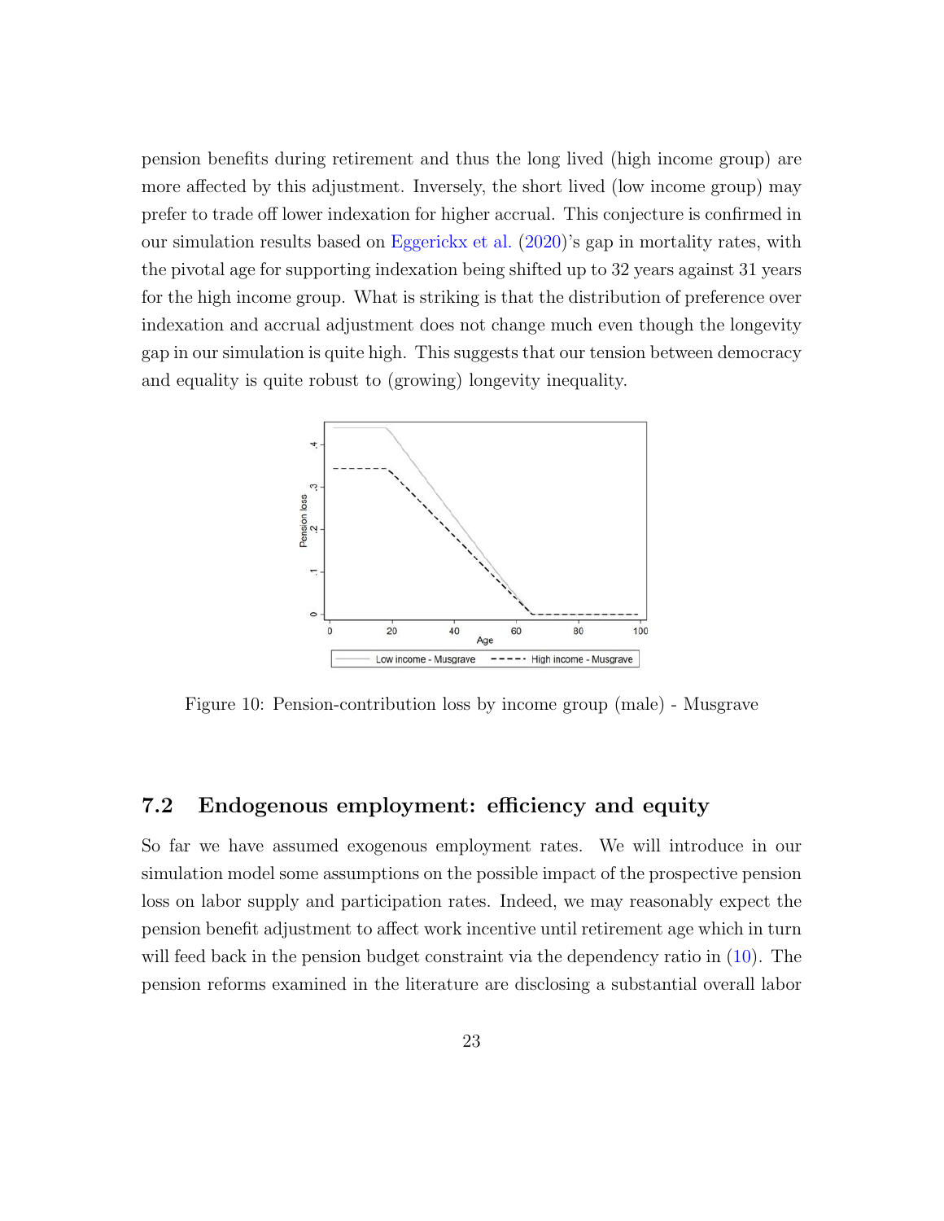pension benefits during retirement and thus the long lived (high income group) are more affected by this adjustment. Inversely, the short lived (low income group) may prefer to trade off lower indexation for higher accrual. This conjecture is confirmed in our simulation results based on Eggerickx et al. (2020)'s gap in mortality rates, with the pivotal age for supporting indexation being shifted up to 32 years against 31 years for the high income group. What is striking is that the distribution of preference over indexation and accrual adjustment does not change much even though the longevity gap in our simulation is quite high. This suggests that our tension between democracy and equality is quite robust to (growing) longevity inequality.

Figure 10: Pension-contribution loss by income group (male) - Musgrave

### 7.2 Endogenous employment: efficiency and equity

So far we have assumed exogenous employment rates. We will introduce in our simulation model some assumptions on the possible impact of the prospective pension loss on labor supply and participation rates. Indeed, we may reasonably expect the pension benefit adjustment to affect work incentive until retirement age which in turn will feed back in the pension budget constraint via the dependency ratio in (10). The pension reforms examined in the literature are disclosing a substantial overall labor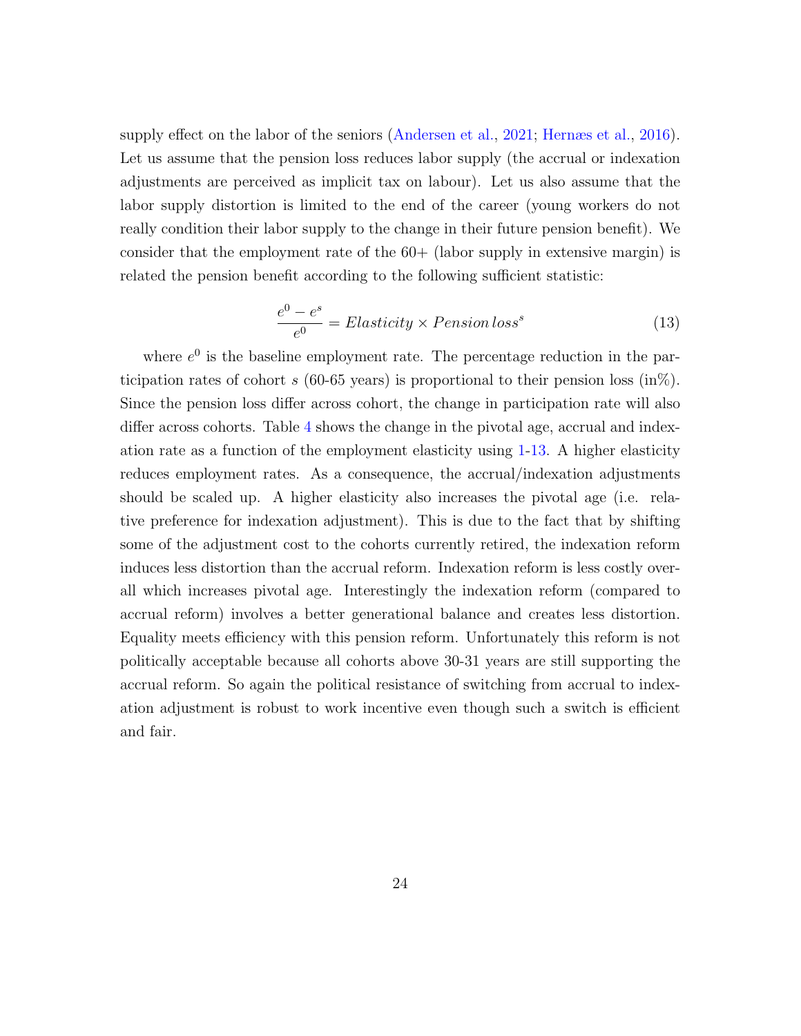supply effect on the labor of the seniors (Andersen et al., 2021; Hernæs et al., 2016). Let us assume that the pension loss reduces labor supply (the accrual or indexation adjustments are perceived as implicit tax on labour). Let us also assume that the labor supply distortion is limited to the end of the career (young workers do not really condition their labor supply to the change in their future pension benefit). We consider that the employment rate of the 60+ (labor supply in extensive margin) is related the pension benefit according to the following sufficient statistic:

$$\frac{e^0 - e^s}{e^0} = Elasticity \times Pension\,loss^s \tag{13}$$

where $e^0$ is the baseline employment rate. The percentage reduction in the participation rates of cohort $s$ (60-65 years) is proportional to their pension loss (in%). Since the pension loss differ across cohort, the change in participation rate will also differ across cohorts. Table 4 shows the change in the pivotal age, accrual and indexation rate as a function of the employment elasticity using 1-13. A higher elasticity reduces employment rates. As a consequence, the accrual/indexation adjustments should be scaled up. A higher elasticity also increases the pivotal age (i.e. relative preference for indexation adjustment). This is due to the fact that by shifting some of the adjustment cost to the cohorts currently retired, the indexation reform induces less distortion than the accrual reform. Indexation reform is less costly overall which increases pivotal age. Interestingly the indexation reform (compared to accrual reform) involves a better generational balance and creates less distortion. Equality meets efficiency with this pension reform. Unfortunately this reform is not politically acceptable because all cohorts above 30-31 years are still supporting the accrual reform. So again the political resistance of switching from accrual to indexation adjustment is robust to work incentive even though such a switch is efficient and fair.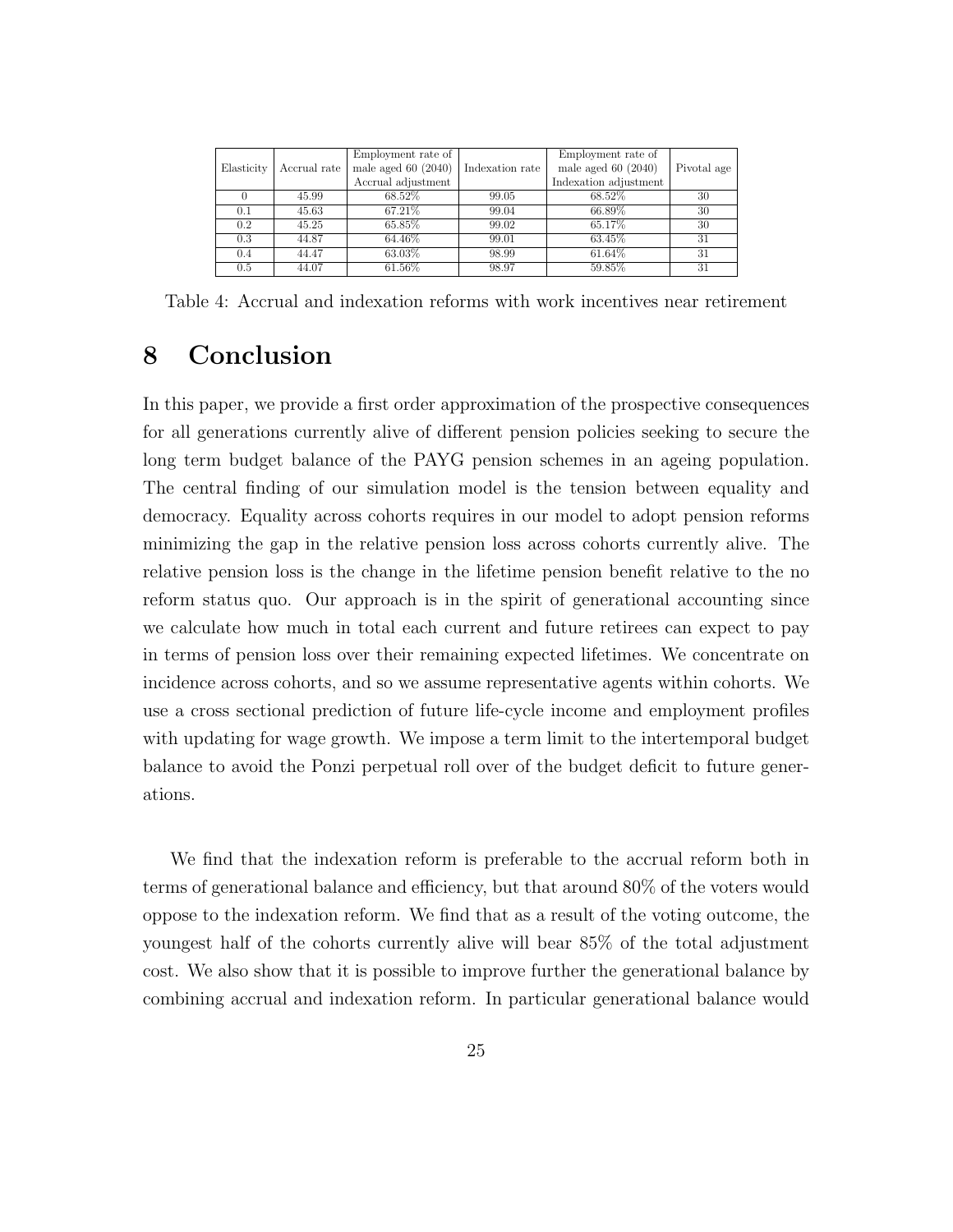| Elasticity | Accrual rate | Employment rate of male aged 60 (2040) Accrual adjustment | Indexation rate | Employment rate of male aged 60 (2040) Indexation adjustment | Pivotal age |
|---|---|---|---|---|---|
| 0 | 45.99 | 68.52% | 99.05 | 68.52% | 30 |
| 0.1 | 45.63 | 67.21% | 99.04 | 66.89% | 30 |
| 0.2 | 45.25 | 65.85% | 99.02 | 65.17% | 30 |
| 0.3 | 44.87 | 64.46% | 99.01 | 63.45% | 31 |
| 0.4 | 44.47 | 63.03% | 98.99 | 61.64% | 31 |
| 0.5 | 44.07 | 61.56% | 98.97 | 59.85% | 31 |

Table 4: Accrual and indexation reforms with work incentives near retirement

# 8 Conclusion

In this paper, we provide a first order approximation of the prospective consequences for all generations currently alive of different pension policies seeking to secure the long term budget balance of the PAYG pension schemes in an ageing population. The central finding of our simulation model is the tension between equality and democracy. Equality across cohorts requires in our model to adopt pension reforms minimizing the gap in the relative pension loss across cohorts currently alive. The relative pension loss is the change in the lifetime pension benefit relative to the no reform status quo. Our approach is in the spirit of generational accounting since we calculate how much in total each current and future retirees can expect to pay in terms of pension loss over their remaining expected lifetimes. We concentrate on incidence across cohorts, and so we assume representative agents within cohorts. We use a cross sectional prediction of future life-cycle income and employment profiles with updating for wage growth. We impose a term limit to the intertemporal budget balance to avoid the Ponzi perpetual roll over of the budget deficit to future generations.

We find that the indexation reform is preferable to the accrual reform both in terms of generational balance and efficiency, but that around 80% of the voters would oppose to the indexation reform. We find that as a result of the voting outcome, the youngest half of the cohorts currently alive will bear 85% of the total adjustment cost. We also show that it is possible to improve further the generational balance by combining accrual and indexation reform. In particular generational balance would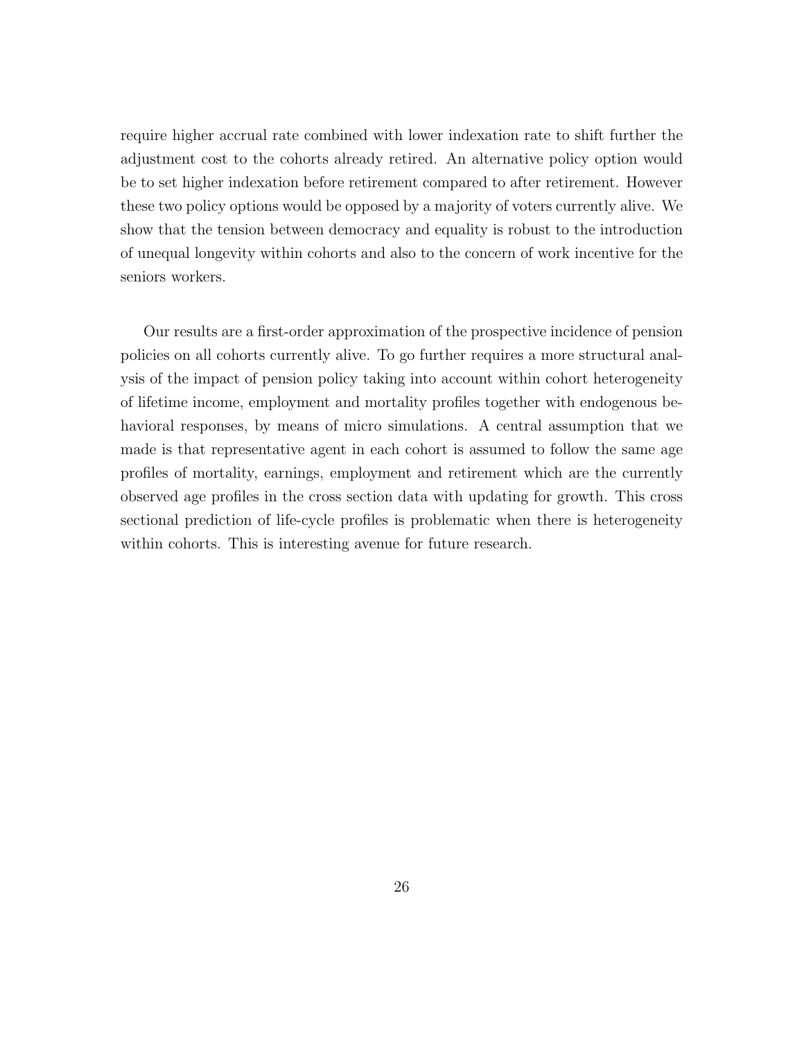require higher accrual rate combined with lower indexation rate to shift further the adjustment cost to the cohorts already retired. An alternative policy option would be to set higher indexation before retirement compared to after retirement. However these two policy options would be opposed by a majority of voters currently alive. We show that the tension between democracy and equality is robust to the introduction of unequal longevity within cohorts and also to the concern of work incentive for the seniors workers.

Our results are a first-order approximation of the prospective incidence of pension policies on all cohorts currently alive. To go further requires a more structural analysis of the impact of pension policy taking into account within cohort heterogeneity of lifetime income, employment and mortality profiles together with endogenous behavioral responses, by means of micro simulations. A central assumption that we made is that representative agent in each cohort is assumed to follow the same age profiles of mortality, earnings, employment and retirement which are the currently observed age profiles in the cross section data with updating for growth. This cross sectional prediction of life-cycle profiles is problematic when there is heterogeneity within cohorts. This is interesting avenue for future research.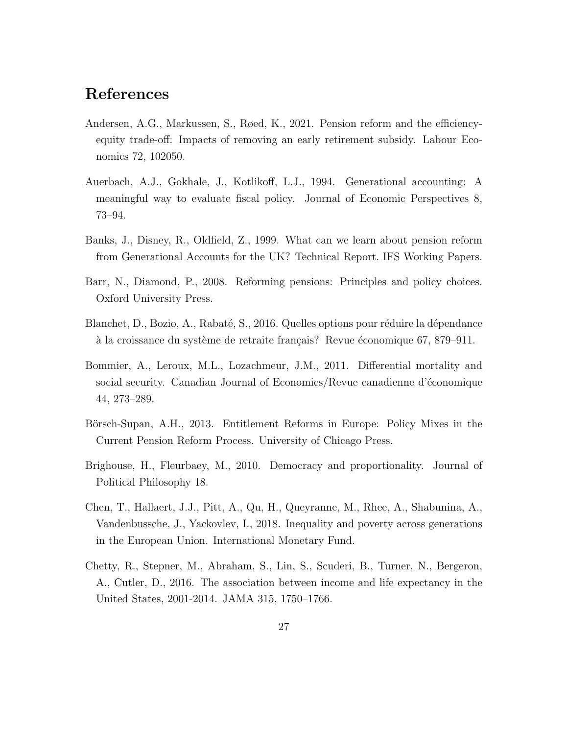# References

Andersen, A.G., Markussen, S., Røed, K., 2021. Pension reform and the efficiency-equity trade-off: Impacts of removing an early retirement subsidy. Labour Economics 72, 102050.

Auerbach, A.J., Gokhale, J., Kotlikoff, L.J., 1994. Generational accounting: A meaningful way to evaluate fiscal policy. Journal of Economic Perspectives 8, 73–94.

Banks, J., Disney, R., Oldfield, Z., 1999. What can we learn about pension reform from Generational Accounts for the UK? Technical Report. IFS Working Papers.

Barr, N., Diamond, P., 2008. Reforming pensions: Principles and policy choices. Oxford University Press.

Blanchet, D., Bozio, A., Rabaté, S., 2016. Quelles options pour réduire la dépendance à la croissance du système de retraite français? Revue économique 67, 879–911.

Bommier, A., Leroux, M.L., Lozachmeur, J.M., 2011. Differential mortality and social security. Canadian Journal of Economics/Revue canadienne d'économique 44, 273–289.

Börsch-Supan, A.H., 2013. Entitlement Reforms in Europe: Policy Mixes in the Current Pension Reform Process. University of Chicago Press.

Brighouse, H., Fleurbaey, M., 2010. Democracy and proportionality. Journal of Political Philosophy 18.

Chen, T., Hallaert, J.J., Pitt, A., Qu, H., Queyranne, M., Rhee, A., Shabunina, A., Vandenbussche, J., Yackovlev, I., 2018. Inequality and poverty across generations in the European Union. International Monetary Fund.

Chetty, R., Stepner, M., Abraham, S., Lin, S., Scuderi, B., Turner, N., Bergeron, A., Cutler, D., 2016. The association between income and life expectancy in the United States, 2001-2014. JAMA 315, 1750–1766.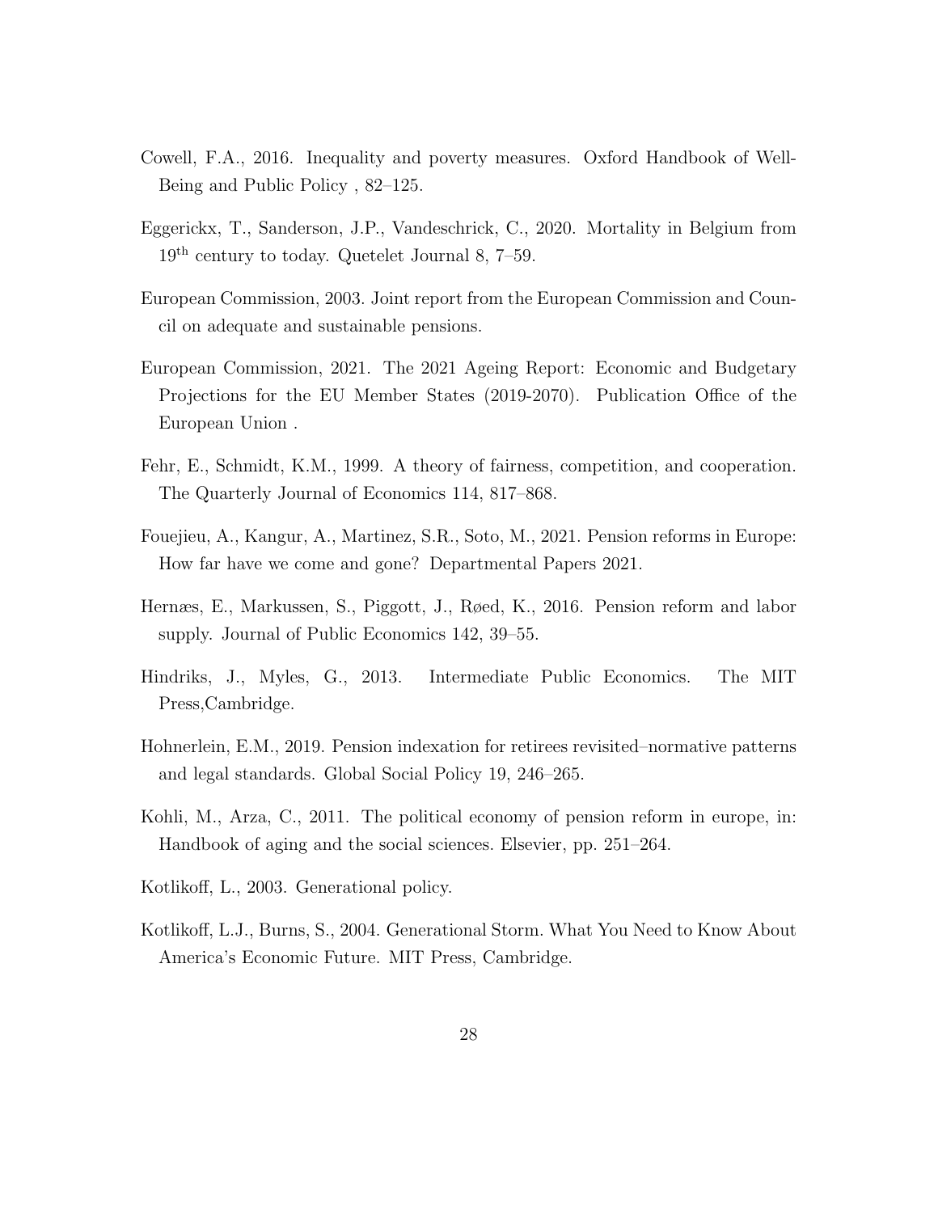Cowell, F.A., 2016. Inequality and poverty measures. Oxford Handbook of Well-Being and Public Policy , 82–125.

Eggerickx, T., Sanderson, J.P., Vandeschrick, C., 2020. Mortality in Belgium from 19th century to today. Quetelet Journal 8, 7–59.

European Commission, 2003. Joint report from the European Commission and Council on adequate and sustainable pensions.

European Commission, 2021. The 2021 Ageing Report: Economic and Budgetary Projections for the EU Member States (2019-2070). Publication Office of the European Union .

Fehr, E., Schmidt, K.M., 1999. A theory of fairness, competition, and cooperation. The Quarterly Journal of Economics 114, 817–868.

Fouejieu, A., Kangur, A., Martinez, S.R., Soto, M., 2021. Pension reforms in Europe: How far have we come and gone? Departmental Papers 2021.

Hernæs, E., Markussen, S., Piggott, J., Røed, K., 2016. Pension reform and labor supply. Journal of Public Economics 142, 39–55.

Hindriks, J., Myles, G., 2013. Intermediate Public Economics. The MIT Press,Cambridge.

Hohnerlein, E.M., 2019. Pension indexation for retirees revisited–normative patterns and legal standards. Global Social Policy 19, 246–265.

Kohli, M., Arza, C., 2011. The political economy of pension reform in europe, in: Handbook of aging and the social sciences. Elsevier, pp. 251–264.

Kotlikoff, L., 2003. Generational policy.

Kotlikoff, L.J., Burns, S., 2004. Generational Storm. What You Need to Know About America's Economic Future. MIT Press, Cambridge.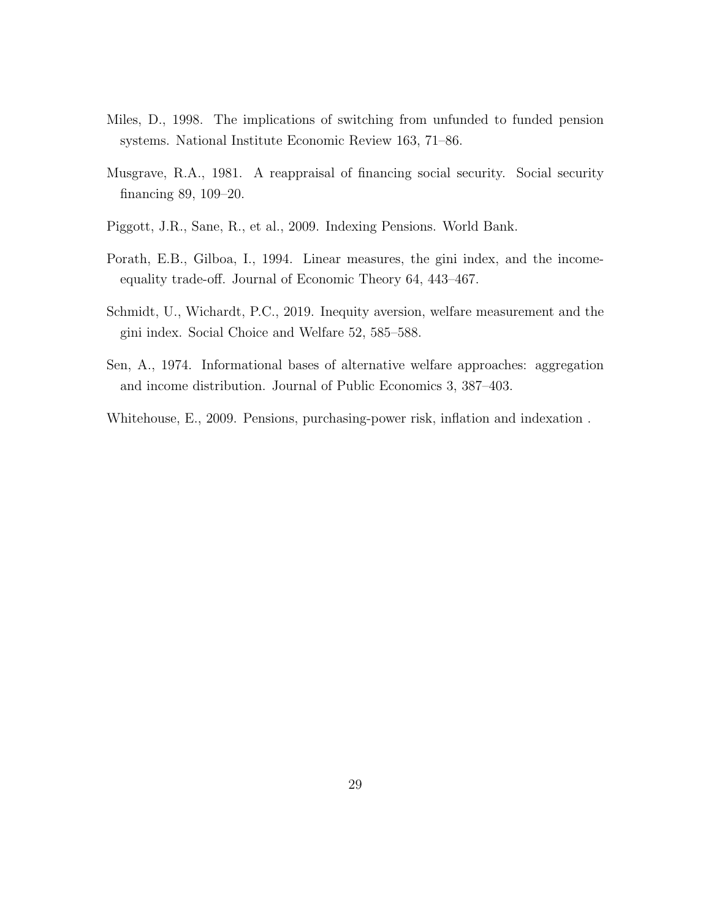Miles, D., 1998. The implications of switching from unfunded to funded pension systems. National Institute Economic Review 163, 71–86.

Musgrave, R.A., 1981. A reappraisal of financing social security. Social security financing 89, 109–20.

Piggott, J.R., Sane, R., et al., 2009. Indexing Pensions. World Bank.

Porath, E.B., Gilboa, I., 1994. Linear measures, the gini index, and the income-equality trade-off. Journal of Economic Theory 64, 443–467.

Schmidt, U., Wichardt, P.C., 2019. Inequity aversion, welfare measurement and the gini index. Social Choice and Welfare 52, 585–588.

Sen, A., 1974. Informational bases of alternative welfare approaches: aggregation and income distribution. Journal of Public Economics 3, 387–403.

Whitehouse, E., 2009. Pensions, purchasing-power risk, inflation and indexation .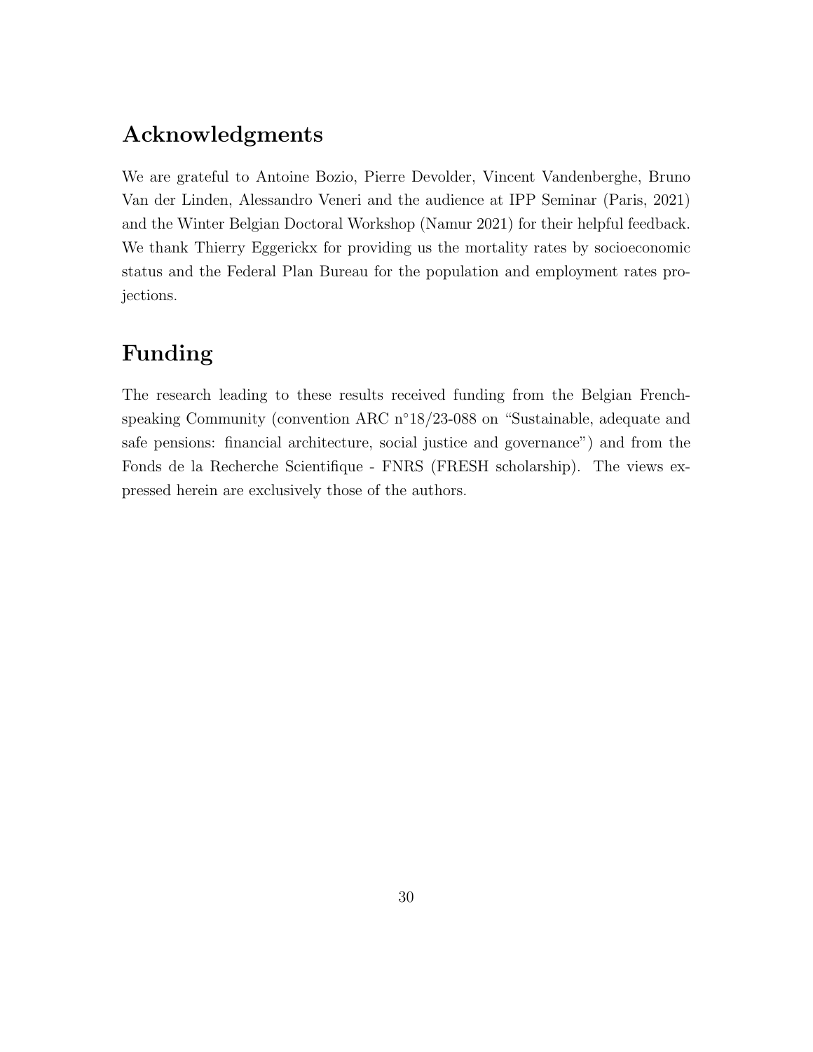## Acknowledgments

We are grateful to Antoine Bozio, Pierre Devolder, Vincent Vandenberghe, Bruno Van der Linden, Alessandro Veneri and the audience at IPP Seminar (Paris, 2021) and the Winter Belgian Doctoral Workshop (Namur 2021) for their helpful feedback. We thank Thierry Eggerickx for providing us the mortality rates by socioeconomic status and the Federal Plan Bureau for the population and employment rates projections.

## Funding

The research leading to these results received funding from the Belgian French-speaking Community (convention ARC n°18/23-088 on "Sustainable, adequate and safe pensions: financial architecture, social justice and governance") and from the Fonds de la Recherche Scientifique - FNRS (FRESH scholarship). The views expressed herein are exclusively those of the authors.